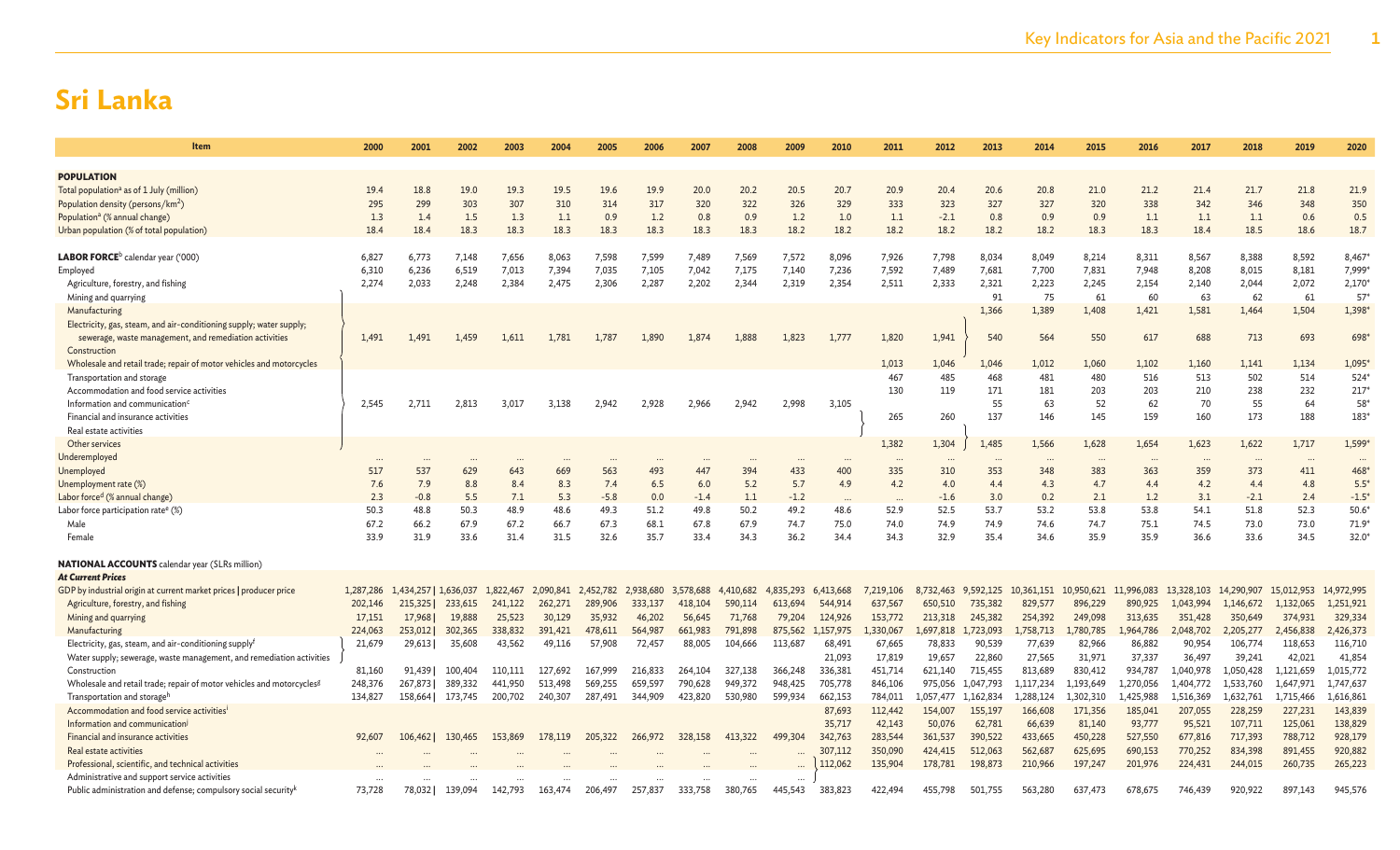# Sri Lanka

| Item | 2000 | 2001 | 2002 | 2003 | 2004 | 2005 | 2006 | 2007 | 2008 | 2009 | 2010 | 2011 | 2012 | 2013 | 2014 | 2015 | 2016 | 2017 | 2018 | 2019 | 2020 |
|---|---|---|---|---|---|---|---|---|---|---|---|---|---|---|---|---|---|---|---|---|---|
| **POPULATION** | | | | | | | | | | | | | | | | | | | | | |
| Total population[a] as of 1 July (million) | 19.4 | 18.8 | 19.0 | 19.3 | 19.5 | 19.6 | 19.9 | 20.0 | 20.2 | 20.5 | 20.7 | 20.9 | 20.4 | 20.6 | 20.8 | 21.0 | 21.2 | 21.4 | 21.7 | 21.8 | 21.9 |
| Population density (persons/km$^2$) | 295 | 299 | 303 | 307 | 310 | 314 | 317 | 320 | 322 | 326 | 329 | 333 | 323 | 327 | 327 | 320 | 338 | 342 | 346 | 348 | 350 |
| Population[a] (% annual change) | 1.3 | 1.4 | 1.5 | 1.3 | 1.1 | 0.9 | 1.2 | 0.8 | 0.9 | 1.2 | 1.0 | 1.1 | -2.1 | 0.8 | 0.9 | 0.9 | 1.1 | 1.1 | 1.1 | 0.6 | 0.5 |
| Urban population (% of total population) | 18.4 | 18.4 | 18.3 | 18.3 | 18.3 | 18.3 | 18.3 | 18.3 | 18.3 | 18.2 | 18.2 | 18.2 | 18.2 | 18.2 | 18.2 | 18.3 | 18.3 | 18.4 | 18.5 | 18.6 | 18.7 |
| **LABOR FORCE**[b] calendar year ('000) | 6,827 | 6,773 | 7,148 | 7,656 | 8,063 | 7,598 | 7,599 | 7,489 | 7,569 | 7,572 | 8,096 | 7,926 | 7,798 | 8,034 | 8,049 | 8,214 | 8,311 | 8,567 | 8,388 | 8,592 | 8,467* |
| Employed | 6,310 | 6,236 | 6,519 | 7,013 | 7,394 | 7,035 | 7,105 | 7,042 | 7,175 | 7,140 | 7,236 | 7,592 | 7,489 | 7,681 | 7,700 | 7,831 | 7,948 | 8,208 | 8,015 | 8,181 | 7,999* |
| Agriculture, forestry, and fishing | 2,274 | 2,033 | 2,248 | 2,384 | 2,475 | 2,306 | 2,287 | 2,202 | 2,344 | 2,319 | 2,354 | 2,511 | 2,333 | 2,321 | 2,223 | 2,245 | 2,154 | 2,140 | 2,044 | 2,072 | 2,170* |
| Mining and quarrying | | | | | | | | | | | | | | 91 | 75 | 61 | 60 | 63 | 62 | 61 | 57* |
| Manufacturing | | | | | | | | | | | | | | 1,366 | 1,389 | 1,408 | 1,421 | 1,581 | 1,464 | 1,504 | 1,398* |
| Electricity, gas, steam, and air-conditioning supply; water supply; sewerage, waste management, and remediation activities | 1,491 | 1,491 | 1,459 | 1,611 | 1,781 | 1,787 | 1,890 | 1,874 | 1,888 | 1,823 | 1,777 | 1,820 | 1,941 | 540 | 564 | 550 | 617 | 688 | 713 | 693 | 698* |
| Construction | | | | | | | | | | | | | | | | | | | | | |
| Wholesale and retail trade; repair of motor vehicles and motorcycles | | | | | | | | | | | | 1,013 | 1,046 | 1,046 | 1,012 | 1,060 | 1,102 | 1,160 | 1,141 | 1,134 | 1,095* |
| Transportation and storage | | | | | | | | | | | | 467 | 485 | 468 | 481 | 480 | 516 | 513 | 502 | 514 | 524* |
| Accommodation and food service activities | | | | | | | | | | | | 130 | 119 | 171 | 181 | 203 | 203 | 210 | 238 | 232 | 217* |
| Information and communication[c] | 2,545 | 2,711 | 2,813 | 3,017 | 3,138 | 2,942 | 2,928 | 2,966 | 2,942 | 2,998 | 3,105 | | | 55 | 63 | 52 | 62 | 70 | 55 | 64 | 58* |
| Financial and insurance activities | | | | | | | | | | | | 265 | 260 | 137 | 146 | 145 | 159 | 160 | 173 | 188 | 183* |
| Real estate activities | | | | | | | | | | | | | | | | | | | | | |
| Other services | | | | | | | | | | | | 1,382 | 1,304 | 1,485 | 1,566 | 1,628 | 1,654 | 1,623 | 1,622 | 1,717 | 1,599* |
| Underemployed | ... | ... | ... | ... | ... | ... | ... | ... | ... | ... | ... | ... | ... | ... | ... | ... | ... | ... | ... | ... | ... |
| Unemployed | 517 | 537 | 629 | 643 | 669 | 563 | 493 | 447 | 394 | 433 | 400 | 335 | 310 | 353 | 348 | 383 | 363 | 359 | 373 | 411 | 468* |
| Unemployment rate (%) | 7.6 | 7.9 | 8.8 | 8.4 | 8.3 | 7.4 | 6.5 | 6.0 | 5.2 | 5.7 | 4.9 | 4.2 | 4.0 | 4.4 | 4.3 | 4.7 | 4.4 | 4.2 | 4.4 | 4.8 | 5.5* |
| Labor force[d] (% annual change) | 2.3 | -0.8 | 5.5 | 7.1 | 5.3 | -5.8 | 0.0 | -1.4 | 1.1 | -1.2 | ... | ... | -1.6 | 3.0 | 0.2 | 2.1 | 1.2 | 3.1 | -2.1 | 2.4 | -1.5* |
| Labor force participation rate[e] (%) | 50.3 | 48.8 | 50.3 | 48.9 | 48.6 | 49.3 | 51.2 | 49.8 | 50.2 | 49.2 | 48.6 | 52.9 | 52.5 | 53.7 | 53.2 | 53.8 | 53.8 | 54.1 | 51.8 | 52.3 | 50.6* |
| Male | 67.2 | 66.2 | 67.9 | 67.2 | 66.7 | 67.3 | 68.1 | 67.8 | 67.9 | 74.7 | 75.0 | 74.0 | 74.9 | 74.9 | 74.6 | 74.7 | 75.1 | 74.5 | 73.0 | 73.0 | 71.9* |
| Female | 33.9 | 31.9 | 33.6 | 31.4 | 31.5 | 32.6 | 35.7 | 33.4 | 34.3 | 36.2 | 34.4 | 34.3 | 32.9 | 35.4 | 34.6 | 35.9 | 35.9 | 36.6 | 33.6 | 34.5 | 32.0* |
| **NATIONAL ACCOUNTS** calendar year (SLRs million) | | | | | | | | | | | | | | | | | | | | | |
| *At Current Prices* | | | | | | | | | | | | | | | | | | | | | |
| GDP by industrial origin at current market prices \| producer price | 1,287,286 | 1,434,257 \| | 1,636,037 | 1,822,467 | 2,090,841 | 2,452,782 | 2,938,680 | 3,578,688 | 4,410,682 | 4,835,293 | 6,413,668 | 7,219,106 | 8,732,463 | 9,592,125 | 10,361,151 | 10,950,621 | 11,996,083 | 13,328,103 | 14,290,907 | 15,012,953 | 14,972,995 |
| Agriculture, forestry, and fishing | 202,146 | 215,325 \| | 233,615 | 241,122 | 262,271 | 289,906 | 333,137 | 418,104 | 590,114 | 613,694 | 544,914 | 637,567 | 650,510 | 735,382 | 829,577 | 896,229 | 890,925 | 1,043,994 | 1,146,672 | 1,132,065 | 1,251,921 |
| Mining and quarrying | 17,151 | 17,968 \| | 19,888 | 25,523 | 30,129 | 35,932 | 46,202 | 56,645 | 71,768 | 79,204 | 124,926 | 153,772 | 213,318 | 245,382 | 254,392 | 249,098 | 313,635 | 351,428 | 350,649 | 374,931 | 329,334 |
| Manufacturing | 224,063 | 253,012 \| | 302,365 | 338,832 | 391,421 | 478,611 | 564,987 | 661,983 | 791,898 | 875,562 | 1,157,975 | 1,330,067 | 1,697,818 | 1,723,093 | 1,758,713 | 1,780,785 | 1,964,786 | 2,048,702 | 2,205,277 | 2,456,838 | 2,426,373 |
| Electricity, gas, steam, and air-conditioning supply[f] | 21,679 | 29,613 \| | 35,608 | 43,562 | 49,116 | 57,908 | 72,457 | 88,005 | 104,666 | 113,687 | 68,491 | 67,665 | 78,833 | 90,539 | 77,639 | 82,966 | 86,882 | 90,954 | 106,774 | 118,653 | 116,710 |
| Water supply; sewerage, waste management, and remediation activities | | | | | | | | | | | 21,093 | 17,819 | 19,657 | 22,860 | 27,565 | 31,971 | 37,337 | 36,497 | 39,241 | 42,021 | 41,854 |
| Construction | 81,160 | 91,439 \| | 100,404 | 110,111 | 127,692 | 167,999 | 216,833 | 264,104 | 327,138 | 366,248 | 336,381 | 451,714 | 621,140 | 715,455 | 813,689 | 830,412 | 934,787 | 1,040,978 | 1,050,428 | 1,121,659 | 1,015,772 |
| Wholesale and retail trade; repair of motor vehicles and motorcycles[g] | 248,376 | 267,873 \| | 389,332 | 441,950 | 513,498 | 569,255 | 659,597 | 790,628 | 949,372 | 948,425 | 705,778 | 846,106 | 975,056 | 1,047,793 | 1,117,234 | 1,193,649 | 1,270,056 | 1,404,772 | 1,533,760 | 1,647,971 | 1,747,637 |
| Transportation and storage[h] | 134,827 | 158,664 \| | 173,745 | 200,702 | 240,307 | 287,491 | 344,909 | 423,820 | 530,980 | 599,934 | 662,153 | 784,011 | 1,057,477 | 1,162,834 | 1,288,124 | 1,302,310 | 1,425,988 | 1,516,369 | 1,632,761 | 1,715,466 | 1,616,861 |
| Accommodation and food service activities[i] | | | | | | | | | | | 87,693 | 112,442 | 154,007 | 155,197 | 166,608 | 171,356 | 185,041 | 207,055 | 228,259 | 227,231 | 143,839 |
| Information and communication[j] | | | | | | | | | | | 35,717 | 42,143 | 50,076 | 62,781 | 66,639 | 81,140 | 93,777 | 95,521 | 107,711 | 125,061 | 138,829 |
| Financial and insurance activities | 92,607 | 106,462 \| | 130,465 | 153,869 | 178,119 | 205,322 | 266,972 | 328,158 | 413,322 | 499,304 | 342,763 | 283,544 | 361,537 | 390,522 | 433,665 | 450,228 | 527,550 | 677,816 | 717,393 | 788,712 | 928,179 |
| Real estate activities | ... | ... | ... | ... | ... | ... | ... | ... | ... | ... | 307,112 | 350,090 | 424,415 | 512,063 | 562,687 | 625,695 | 690,153 | 770,252 | 834,398 | 891,455 | 920,882 |
| Professional, scientific, and technical activities | ... | ... | ... | ... | ... | ... | ... | ... | ... | ... | 112,062 | 135,904 | 178,781 | 198,873 | 210,966 | 197,247 | 201,976 | 224,431 | 244,015 | 260,735 | 265,223 |
| Administrative and support service activities | ... | ... | ... | ... | ... | ... | ... | ... | ... | ... | | | | | | | | | | | |
| Public administration and defense; compulsory social security[k] | 73,728 | 78,032 \| | 139,094 | 142,793 | 163,474 | 206,497 | 257,837 | 333,758 | 380,765 | 445,543 | 383,823 | 422,494 | 455,798 | 501,755 | 563,280 | 637,473 | 678,675 | 746,439 | 920,922 | 897,143 | 945,576 |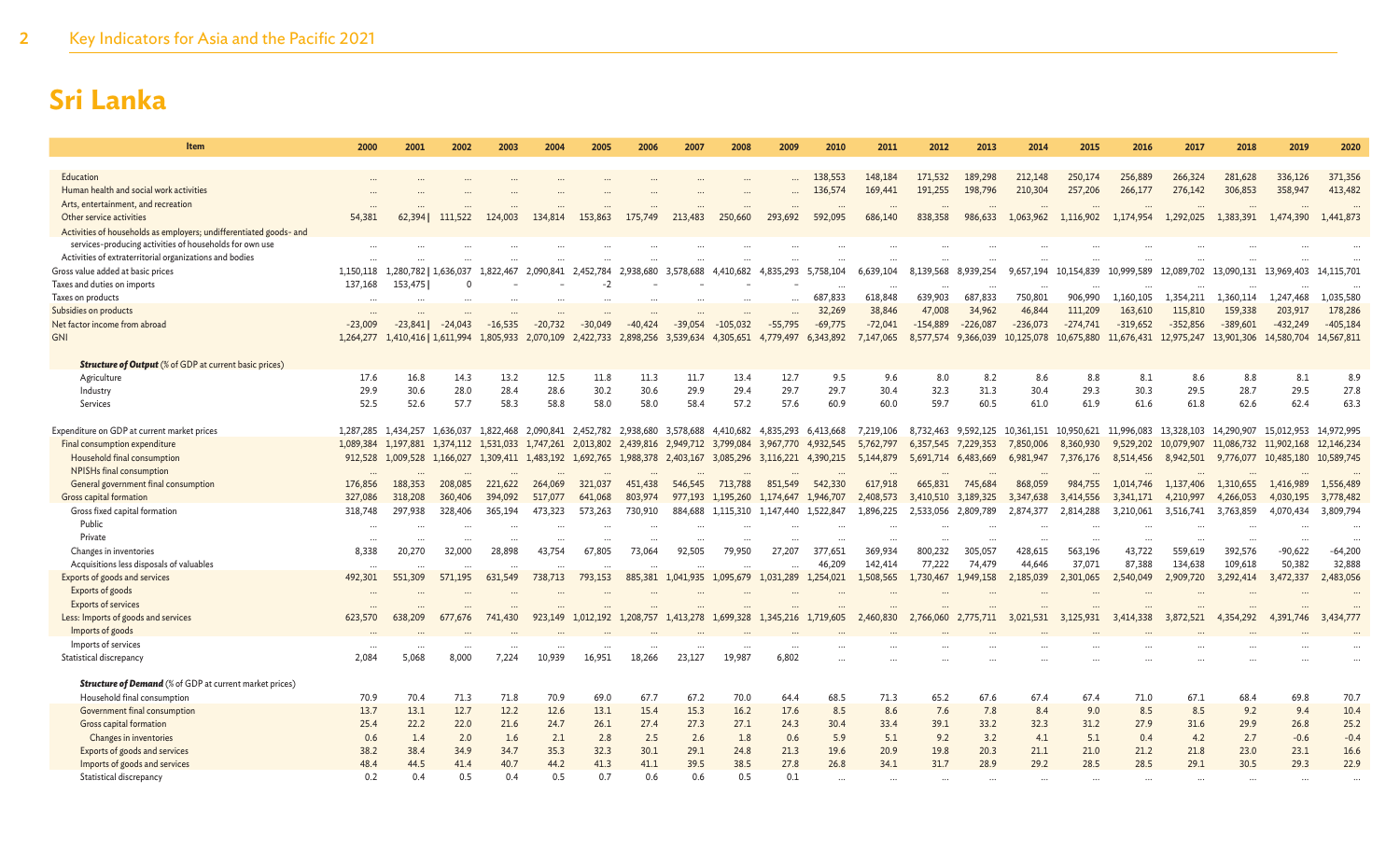# Sri Lanka

| Item | 2000 | 2001 | 2002 | 2003 | 2004 | 2005 | 2006 | 2007 | 2008 | 2009 | 2010 | 2011 | 2012 | 2013 | 2014 | 2015 | 2016 | 2017 | 2018 | 2019 | 2020 |
|---|---|---|---|---|---|---|---|---|---|---|---|---|---|---|---|---|---|---|---|---|---|
| Education | … | … | … | … | … | … | … | … | … | … | 138,553 | 148,184 | 171,532 | 189,298 | 212,148 | 250,174 | 256,889 | 266,324 | 281,628 | 336,126 | 371,356 |
| Human health and social work activities | … | … | … | … | … | … | … | … | … | … | 136,574 | 169,441 | 191,255 | 198,796 | 210,304 | 257,206 | 266,177 | 276,142 | 306,853 | 358,947 | 413,482 |
| Arts, entertainment, and recreation | … | … | … | … | … | … | … | … | … | … | … | … | … | … | … | … | … | … | … | … | … |
| Other service activities | 54,381 | 62,394 \| | 111,522 | 124,003 | 134,814 | 153,863 | 175,749 | 213,483 | 250,660 | 293,692 | 592,095 | 686,140 | 838,358 | 986,633 | 1,063,962 | 1,116,902 | 1,174,954 | 1,292,025 | 1,383,391 | 1,474,390 | 1,441,873 |
| Activities of households as employers; undifferentiated goods- and services-producing activities of households for own use | … | … | … | … | … | … | … | … | … | … | … | … | … | … | … | … | … | … | … | … | … |
| Activities of extraterritorial organizations and bodies | … | … | … | … | … | … | … | … | … | … | … | … | … | … | … | … | … | … | … | … | … |
| Gross value added at basic prices | 1,150,118 | 1,280,782 \| | 1,636,037 | 1,822,467 | 2,090,841 | 2,452,784 | 2,938,680 | 3,578,688 | 4,410,682 | 4,835,293 | 5,758,104 | 6,639,104 | 8,139,568 | 8,939,254 | 9,657,194 | 10,154,839 | 10,999,589 | 12,089,702 | 13,090,131 | 13,969,403 | 14,115,701 |
| Taxes and duties on imports | 137,168 | 153,475 \| | 0 | – | – | -2 | – | – | – | – | … | … | … | … | … | … | … | … | … | … | … |
| Taxes on products | … | … | … | … | … | … | … | … | … | … | 687,833 | 618,848 | 639,903 | 687,833 | 750,801 | 906,990 | 1,160,105 | 1,354,211 | 1,360,114 | 1,247,468 | 1,035,580 |
| Subsidies on products | … | … | … | … | … | … | … | … | … | … | 32,269 | 38,846 | 47,008 | 34,962 | 46,844 | 111,209 | 163,610 | 115,810 | 159,338 | 203,917 | 178,286 |
| Net factor income from abroad | -23,009 | -23,841 \| | -24,043 | -16,535 | -20,732 | -30,049 | -40,424 | -39,054 | -105,032 | -55,795 | -69,775 | -72,041 | -154,889 | -226,087 | -236,073 | -274,741 | -319,652 | -352,856 | -389,601 | -432,249 | -405,184 |
| GNI | 1,264,277 | 1,410,416 \| | 1,611,994 | 1,805,933 | 2,070,109 | 2,422,733 | 2,898,256 | 3,539,634 | 4,305,651 | 4,779,497 | 6,343,892 | 7,147,065 | 8,577,574 | 9,366,039 | 10,125,078 | 10,675,880 | 11,676,431 | 12,975,247 | 13,901,306 | 14,580,704 | 14,567,811 |
| ***Structure of Output*** (% of GDP at current basic prices) | | | | | | | | | | | | | | | | | | | | | |
| Agriculture | 17.6 | 16.8 | 14.3 | 13.2 | 12.5 | 11.8 | 11.3 | 11.7 | 13.4 | 12.7 | 9.5 | 9.6 | 8.0 | 8.2 | 8.6 | 8.8 | 8.1 | 8.6 | 8.8 | 8.1 | 8.9 |
| Industry | 29.9 | 30.6 | 28.0 | 28.4 | 28.6 | 30.2 | 30.6 | 29.9 | 29.4 | 29.7 | 29.7 | 30.4 | 32.3 | 31.3 | 30.4 | 29.3 | 30.3 | 29.5 | 28.7 | 29.5 | 27.8 |
| Services | 52.5 | 52.6 | 57.7 | 58.3 | 58.8 | 58.0 | 58.0 | 58.4 | 57.2 | 57.6 | 60.9 | 60.0 | 59.7 | 60.5 | 61.0 | 61.9 | 61.6 | 61.8 | 62.6 | 62.4 | 63.3 |
| Expenditure on GDP at current market prices | 1,287,285 | 1,434,257 | 1,636,037 | 1,822,468 | 2,090,841 | 2,452,782 | 2,938,680 | 3,578,688 | 4,410,682 | 4,835,293 | 6,413,668 | 7,219,106 | 8,732,463 | 9,592,125 | 10,361,151 | 10,950,621 | 11,996,083 | 13,328,103 | 14,290,907 | 15,012,953 | 14,972,995 |
| Final consumption expenditure | 1,089,384 | 1,197,881 | 1,374,112 | 1,531,033 | 1,747,261 | 2,013,802 | 2,439,816 | 2,949,712 | 3,799,084 | 3,967,770 | 4,932,545 | 5,762,797 | 6,357,545 | 7,229,353 | 7,850,006 | 8,360,930 | 9,529,202 | 10,079,907 | 11,086,732 | 11,902,168 | 12,146,234 |
| Household final consumption | 912,528 | 1,009,528 | 1,166,027 | 1,309,411 | 1,483,192 | 1,692,765 | 1,988,378 | 2,403,167 | 3,085,296 | 3,116,221 | 4,390,215 | 5,144,879 | 5,691,714 | 6,483,669 | 6,981,947 | 7,376,176 | 8,514,456 | 8,942,501 | 9,776,077 | 10,485,180 | 10,589,745 |
| NPISHs final consumption | … | … | … | … | … | … | … | … | … | … | … | … | … | … | … | … | … | … | … | … | … |
| General government final consumption | 176,856 | 188,353 | 208,085 | 221,622 | 264,069 | 321,037 | 451,438 | 546,545 | 713,788 | 851,549 | 542,330 | 617,918 | 665,831 | 745,684 | 868,059 | 984,755 | 1,014,746 | 1,137,406 | 1,310,655 | 1,416,989 | 1,556,489 |
| Gross capital formation | 327,086 | 318,208 | 360,406 | 394,092 | 517,077 | 641,068 | 803,974 | 977,193 | 1,195,260 | 1,174,647 | 1,946,707 | 2,408,573 | 3,410,510 | 3,189,325 | 3,347,638 | 3,414,556 | 3,341,171 | 4,210,997 | 4,266,053 | 4,030,195 | 3,778,482 |
| Gross fixed capital formation | 318,748 | 297,938 | 328,406 | 365,194 | 473,323 | 573,263 | 730,910 | 884,688 | 1,115,310 | 1,147,440 | 1,522,847 | 1,896,225 | 2,533,056 | 2,809,789 | 2,874,377 | 2,814,288 | 3,210,061 | 3,516,741 | 3,763,859 | 4,070,434 | 3,809,794 |
| Public | … | … | … | … | … | … | … | … | … | … | … | … | … | … | … | … | … | … | … | … | … |
| Private | … | … | … | … | … | … | … | … | … | … | … | … | … | … | … | … | … | … | … | … | … |
| Changes in inventories | 8,338 | 20,270 | 32,000 | 28,898 | 43,754 | 67,805 | 73,064 | 92,505 | 79,950 | 27,207 | 377,651 | 369,934 | 800,232 | 305,057 | 428,615 | 563,196 | 43,722 | 559,619 | 392,576 | -90,622 | -64,200 |
| Acquisitions less disposals of valuables | … | … | … | … | … | … | … | … | … | … | 46,209 | 142,414 | 77,222 | 74,479 | 44,646 | 37,071 | 87,388 | 134,638 | 109,618 | 50,382 | 32,888 |
| Exports of goods and services | 492,301 | 551,309 | 571,195 | 631,549 | 738,713 | 793,153 | 885,381 | 1,041,935 | 1,095,679 | 1,031,289 | 1,254,021 | 1,508,565 | 1,730,467 | 1,949,158 | 2,185,039 | 2,301,065 | 2,540,049 | 2,909,720 | 3,292,414 | 3,472,337 | 2,483,056 |
| Exports of goods | … | … | … | … | … | … | … | … | … | … | … | … | … | … | … | … | … | … | … | … | … |
| Exports of services | … | … | … | … | … | … | … | … | … | … | … | … | … | … | … | … | … | … | … | … | … |
| Less: Imports of goods and services | 623,570 | 638,209 | 677,676 | 741,430 | 923,149 | 1,012,192 | 1,208,757 | 1,413,278 | 1,699,328 | 1,345,216 | 1,719,605 | 2,460,830 | 2,766,060 | 2,775,711 | 3,021,531 | 3,125,931 | 3,414,338 | 3,872,521 | 4,354,292 | 4,391,746 | 3,434,777 |
| Imports of goods | … | … | … | … | … | … | … | … | … | … | … | … | … | … | … | … | … | … | … | … | … |
| Imports of services | … | … | … | … | … | … | … | … | … | … | … | … | … | … | … | … | … | … | … | … | … |
| Statistical discrepancy | 2,084 | 5,068 | 8,000 | 7,224 | 10,939 | 16,951 | 18,266 | 23,127 | 19,987 | 6,802 | … | … | … | … | … | … | … | … | … | … | … |
| ***Structure of Demand*** (% of GDP at current market prices) | | | | | | | | | | | | | | | | | | | | | |
| Household final consumption | 70.9 | 70.4 | 71.3 | 71.8 | 70.9 | 69.0 | 67.7 | 67.2 | 70.0 | 64.4 | 68.5 | 71.3 | 65.2 | 67.6 | 67.4 | 67.4 | 71.0 | 67.1 | 68.4 | 69.8 | 70.7 |
| Government final consumption | 13.7 | 13.1 | 12.7 | 12.2 | 12.6 | 13.1 | 15.4 | 15.3 | 16.2 | 17.6 | 8.5 | 8.6 | 7.6 | 7.8 | 8.4 | 9.0 | 8.5 | 8.5 | 9.2 | 9.4 | 10.4 |
| Gross capital formation | 25.4 | 22.2 | 22.0 | 21.6 | 24.7 | 26.1 | 27.4 | 27.3 | 27.1 | 24.3 | 30.4 | 33.4 | 39.1 | 33.2 | 32.3 | 31.2 | 27.9 | 31.6 | 29.9 | 26.8 | 25.2 |
| Changes in inventories | 0.6 | 1.4 | 2.0 | 1.6 | 2.1 | 2.8 | 2.5 | 2.6 | 1.8 | 0.6 | 5.9 | 5.1 | 9.2 | 3.2 | 4.1 | 5.1 | 0.4 | 4.2 | 2.7 | -0.6 | -0.4 |
| Exports of goods and services | 38.2 | 38.4 | 34.9 | 34.7 | 35.3 | 32.3 | 30.1 | 29.1 | 24.8 | 21.3 | 19.6 | 20.9 | 19.8 | 20.3 | 21.1 | 21.0 | 21.2 | 21.8 | 23.0 | 23.1 | 16.6 |
| Imports of goods and services | 48.4 | 44.5 | 41.4 | 40.7 | 44.2 | 41.3 | 41.1 | 39.5 | 38.5 | 27.8 | 26.8 | 34.1 | 31.7 | 28.9 | 29.2 | 28.5 | 28.5 | 29.1 | 30.5 | 29.3 | 22.9 |
| Statistical discrepancy | 0.2 | 0.4 | 0.5 | 0.4 | 0.5 | 0.7 | 0.6 | 0.6 | 0.5 | 0.1 | … | … | … | … | … | … | … | … | … | … | … |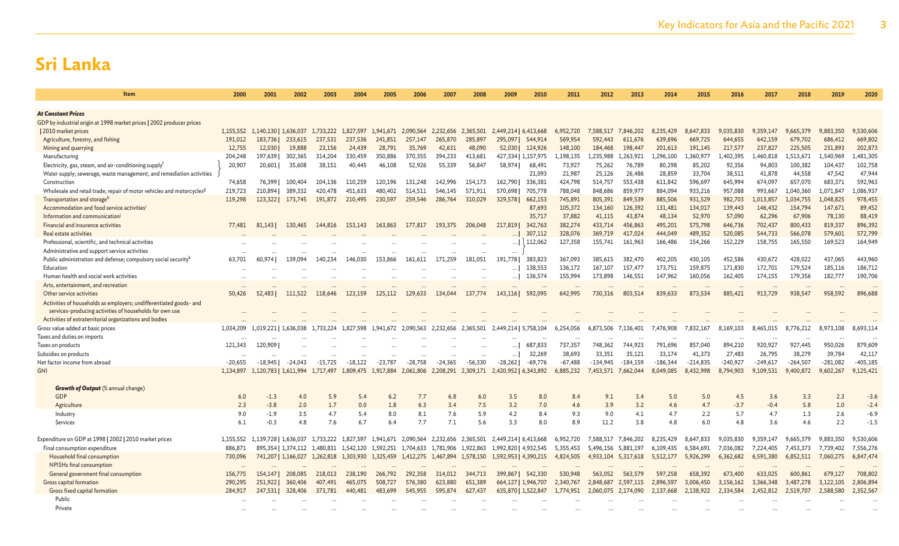# Sri Lanka

| Item | 2000 | 2001 | 2002 | 2003 | 2004 | 2005 | 2006 | 2007 | 2008 | 2009 | 2010 | 2011 | 2012 | 2013 | 2014 | 2015 | 2016 | 2017 | 2018 | 2019 | 2020 |
|---|---|---|---|---|---|---|---|---|---|---|---|---|---|---|---|---|---|---|---|---|---|
| ***At Constant Prices*** | | | | | | | | | | | | | | | | | | | | | |
| GDP by industrial origin at 1998 market prices \| 2002 producer prices \| 2010 market prices | 1,155,552 | 1,140,130 \| | 1,636,037 | 1,733,222 | 1,827,597 | 1,941,671 | 2,090,564 | 2,232,656 | 2,365,501 | 2,449,214 \| | 6,413,668 | 6,952,720 | 7,588,517 | 7,846,202 | 8,235,429 | 8,647,833 | 9,035,830 | 9,359,147 | 9,665,379 | 9,883,350 | 9,530,606 |
| Agriculture, forestry, and fishing | 191,012 | 183,736 \| | 233,615 | 237,531 | 237,536 | 241,851 | 257,147 | 265,870 | 285,897 | 295,097 \| | 544,914 | 569,954 | 592,443 | 611,676 | 639,696 | 669,725 | 644,655 | 642,159 | 679,702 | 686,412 | 669,802 |
| Mining and quarrying | 12,755 | 12,030 \| | 19,888 | 23,156 | 24,439 | 28,791 | 35,769 | 42,631 | 48,090 | 52,030 \| | 124,926 | 148,100 | 184,468 | 198,447 | 201,613 | 191,145 | 217,577 | 237,827 | 225,505 | 231,893 | 202,873 |
| Manufacturing | 204,248 | 197,639 \| | 302,365 | 314,204 | 330,459 | 350,886 | 370,355 | 394,233 | 413,681 | 427,334 \| | 1,157,975 | 1,198,135 | 1,235,988 | 1,263,921 | 1,296,100 | 1,360,977 | 1,402,395 | 1,460,818 | 1,513,671 | 1,540,969 | 1,481,305 |
| Electricity, gas, steam, and air-conditioning supply[f] | 20,907 | 20,601 \| | 35,608 | 38,151 | 40,445 | 46,108 | 52,926 | 55,339 | 56,847 | 58,974 \| | 68,491 | 73,927 | 75,262 | 76,789 | 80,298 | 85,202 | 92,356 | 94,803 | 100,382 | 104,437 | 102,758 |
| Water supply; sewerage, waste management, and remediation activities | | | | | | | | | | | 21,093 | 21,987 | 25,126 | 26,486 | 28,859 | 33,704 | 38,511 | 41,878 | 44,558 | 47,542 | 47,944 |
| Construction | 74,658 | 76,399 \| | 100,404 | 104,136 | 110,259 | 120,196 | 131,248 | 142,996 | 154,173 | 162,790 \| | 336,381 | 424,798 | 514,757 | 553,438 | 611,842 | 596,697 | 645,994 | 674,097 | 657,070 | 683,371 | 592,963 |
| Wholesale and retail trade; repair of motor vehicles and motorcycles[g] | 219,723 | 210,894 \| | 389,332 | 420,478 | 451,633 | 480,402 | 514,511 | 546,145 | 571,911 | 570,698 \| | 705,778 | 788,048 | 848,686 | 859,977 | 884,094 | 933,216 | 957,088 | 993,667 | 1,040,360 | 1,071,847 | 1,086,937 |
| Transportation and storage[h] | 119,298 | 123,322 \| | 173,745 | 191,872 | 210,495 | 230,597 | 259,546 | 286,764 | 310,029 | 329,578 \| | 662,153 | 745,891 | 805,391 | 849,539 | 885,506 | 931,529 | 982,703 | 1,013,857 | 1,034,755 | 1,048,825 | 978,455 |
| Accommodation and food service activities[i] | | | | | | | | | | | 87,693 | 105,372 | 134,160 | 126,392 | 131,481 | 134,017 | 139,443 | 146,432 | 154,794 | 147,671 | 89,452 |
| Information and communication[j] | | | | | | | | | | | 35,717 | 37,882 | 41,115 | 43,874 | 48,134 | 52,970 | 57,090 | 62,296 | 67,906 | 78,130 | 88,419 |
| Financial and insurance activities | 77,481 | 81,143 \| | 130,465 | 144,816 | 153,143 | 163,863 | 177,817 | 193,375 | 206,048 | 217,819 \| | 342,763 | 382,274 | 433,714 | 456,863 | 495,201 | 575,798 | 646,736 | 702,437 | 800,433 | 819,337 | 896,392 |
| Real estate activities | ... | ... | ... | ... | ... | ... | ... | ... | ... | ... \| | 307,112 | 328,076 | 369,719 | 417,024 | 444,049 | 489,352 | 520,085 | 544,733 | 566,078 | 579,601 | 572,799 |
| Professional, scientific, and technical activities; Administrative and support service activities | ... | ... | ... | ... | ... | ... | ... | ... | ... | ... \| | 112,062 | 127,358 | 155,741 | 161,963 | 166,486 | 154,266 | 152,229 | 158,755 | 165,550 | 169,523 | 164,949 |
| Public administration and defense; compulsory social security[k] | 63,701 | 60,974 \| | 139,094 | 140,234 | 146,030 | 153,866 | 161,611 | 171,259 | 181,051 | 191,778 \| | 383,823 | 367,093 | 385,615 | 382,470 | 402,205 | 430,105 | 452,586 | 430,672 | 428,022 | 437,065 | 443,960 |
| Education | ... | ... | ... | ... | ... | ... | ... | ... | ... | ... \| | 138,553 | 136,172 | 167,107 | 157,477 | 173,751 | 159,875 | 171,830 | 172,701 | 179,524 | 185,116 | 186,712 |
| Human health and social work activities | ... | ... | ... | ... | ... | ... | ... | ... | ... | ... \| | 136,574 | 155,994 | 173,898 | 146,551 | 147,962 | 160,056 | 162,405 | 174,155 | 179,356 | 182,777 | 190,706 |
| Arts, entertainment, and recreation | ... | ... | ... | ... | ... | ... | ... | ... | ... | ... | ... | ... | ... | ... | ... | ... | ... | ... | ... | ... | ... |
| Other service activities | 50,426 | 52,483 \| | 111,522 | 118,646 | 123,159 | 125,112 | 129,633 | 134,044 | 137,774 | 143,116 \| | 592,095 | 642,995 | 730,316 | 803,514 | 839,633 | 873,534 | 885,421 | 913,729 | 938,547 | 958,592 | 896,688 |
| Activities of households as employers; undifferentiated goods- and services-producing activities of households for own use | ... | ... | ... | ... | ... | ... | ... | ... | ... | ... | ... | ... | ... | ... | ... | ... | ... | ... | ... | ... | ... |
| Activities of extraterritorial organizations and bodies | ... | ... | ... | ... | ... | ... | ... | ... | ... | ... | ... | ... | ... | ... | ... | ... | ... | ... | ... | ... | ... |
| Gross value added at basic prices | 1,034,209 | 1,019,221 \| | 1,636,038 | 1,733,224 | 1,827,598 | 1,941,672 | 2,090,563 | 2,232,656 | 2,365,501 | 2,449,214 \| | 5,758,104 | 6,254,056 | 6,873,506 | 7,136,401 | 7,476,908 | 7,832,167 | 8,169,103 | 8,465,015 | 8,776,212 | 8,973,108 | 8,693,114 |
| Taxes and duties on imports | ... | ... | ... | ... | ... | ... | ... | ... | ... | ... | ... | ... | ... | ... | ... | ... | ... | ... | ... | ... | ... |
| Taxes on products | 121,343 | 120,909 \| | ... | ... | ... | ... | ... | ... | ... | ... \| | 687,833 | 737,357 | 748,362 | 744,923 | 791,696 | 857,040 | 894,210 | 920,927 | 927,445 | 950,026 | 879,609 |
| Subsidies on products | ... | ... | ... | ... | ... | ... | ... | ... | ... | ... \| | 32,269 | 38,693 | 33,351 | 35,121 | 33,174 | 41,373 | 27,483 | 26,795 | 38,279 | 39,784 | 42,117 |
| Net factor income from abroad | -20,655 | -18,945 \| | -24,043 | -15,725 | -18,122 | -23,787 | -28,758 | -24,365 | -56,330 | -28,262 \| | -69,776 | -67,488 | -134,945 | -184,159 | -186,344 | -214,835 | -240,927 | -249,617 | -264,507 | -281,082 | -405,185 |
| GNI | 1,134,897 | 1,120,783 \| | 1,611,994 | 1,717,497 | 1,809,475 | 1,917,884 | 2,061,806 | 2,208,291 | 2,309,171 | 2,420,952 \| | 6,343,892 | 6,885,232 | 7,453,571 | 7,662,044 | 8,049,085 | 8,432,998 | 8,794,903 | 9,109,531 | 9,400,872 | 9,602,267 | 9,125,421 |
| ***Growth of Output*** (% annual change) | | | | | | | | | | | | | | | | | | | | | |
| GDP | 6.0 | -1.3 | 4.0 | 5.9 | 5.4 | 6.2 | 7.7 | 6.8 | 6.0 | 3.5 | 8.0 | 8.4 | 9.1 | 3.4 | 5.0 | 5.0 | 4.5 | 3.6 | 3.3 | 2.3 | -3.6 |
| Agriculture | 2.3 | -3.8 | 2.0 | 1.7 | 0.0 | 1.8 | 6.3 | 3.4 | 7.5 | 3.2 | 7.0 | 4.6 | 3.9 | 3.2 | 4.6 | 4.7 | -3.7 | -0.4 | 5.8 | 1.0 | -2.4 |
| Industry | 9.0 | -1.9 | 3.5 | 4.7 | 5.4 | 8.0 | 8.1 | 7.6 | 5.9 | 4.2 | 8.4 | 9.3 | 9.0 | 4.1 | 4.7 | 2.2 | 5.7 | 4.7 | 1.3 | 2.6 | -6.9 |
| Services | 6.1 | -0.3 | 4.8 | 7.6 | 6.7 | 6.4 | 7.7 | 7.1 | 5.6 | 3.3 | 8.0 | 8.9 | 11.2 | 3.8 | 4.8 | 6.0 | 4.8 | 3.6 | 4.6 | 2.2 | -1.5 |
| Expenditure on GDP at 1998 \| 2002 \| 2010 market prices | 1,155,552 | 1,139,728 \| | 1,636,037 | 1,733,222 | 1,827,597 | 1,941,671 | 2,090,564 | 2,232,656 | 2,365,501 | 2,449,214 \| | 6,413,668 | 6,952,720 | 7,588,517 | 7,846,202 | 8,235,429 | 8,647,833 | 9,035,830 | 9,359,147 | 9,665,379 | 9,883,350 | 9,530,606 |
| Final consumption expenditure | 886,871 | 895,354 \| | 1,374,112 | 1,480,831 | 1,542,120 | 1,592,251 | 1,704,633 | 1,781,906 | 1,922,863 | 1,992,820 \| | 4,932,545 | 5,355,453 | 5,496,156 | 5,881,197 | 6,109,435 | 6,584,691 | 7,036,082 | 7,224,405 | 7,453,373 | 7,739,402 | 7,556,276 |
| Household final consumption | 730,096 | 741,207 \| | 1,166,027 | 1,262,818 | 1,303,930 | 1,325,459 | 1,412,275 | 1,467,894 | 1,578,150 | 1,592,953 \| | 4,390,215 | 4,824,505 | 4,933,104 | 5,317,618 | 5,512,177 | 5,926,299 | 6,362,682 | 6,591,380 | 6,852,511 | 7,060,275 | 6,847,474 |
| NPISHs final consumption | ... | ... | ... | ... | ... | ... | ... | ... | ... | ... | ... | ... | ... | ... | ... | ... | ... | ... | ... | ... | ... |
| General government final consumption | 156,775 | 154,147 \| | 208,085 | 218,013 | 238,190 | 266,792 | 292,358 | 314,012 | 344,713 | 399,867 \| | 542,330 | 530,948 | 563,052 | 563,579 | 597,258 | 658,392 | 673,400 | 633,025 | 600,861 | 679,127 | 708,802 |
| Gross capital formation | 290,295 | 251,922 \| | 360,406 | 407,491 | 465,075 | 508,727 | 576,380 | 623,880 | 651,389 | 664,127 \| | 1,946,707 | 2,340,767 | 2,848,687 | 2,597,115 | 2,896,597 | 3,006,450 | 3,156,162 | 3,366,348 | 3,487,278 | 3,122,105 | 2,806,894 |
| Gross fixed capital formation | 284,917 | 247,531 \| | 328,406 | 373,781 | 440,481 | 483,699 | 545,955 | 595,874 | 627,437 | 635,870 \| | 1,522,847 | 1,774,951 | 2,060,075 | 2,174,090 | 2,137,668 | 2,138,922 | 2,334,584 | 2,452,812 | 2,519,707 | 2,588,580 | 2,352,567 |
| Public | ... | ... | ... | ... | ... | ... | ... | ... | ... | ... | ... | ... | ... | ... | ... | ... | ... | ... | ... | ... | ... |
| Private | ... | ... | ... | ... | ... | ... | ... | ... | ... | ... | ... | ... | ... | ... | ... | ... | ... | ... | ... | ... | ... |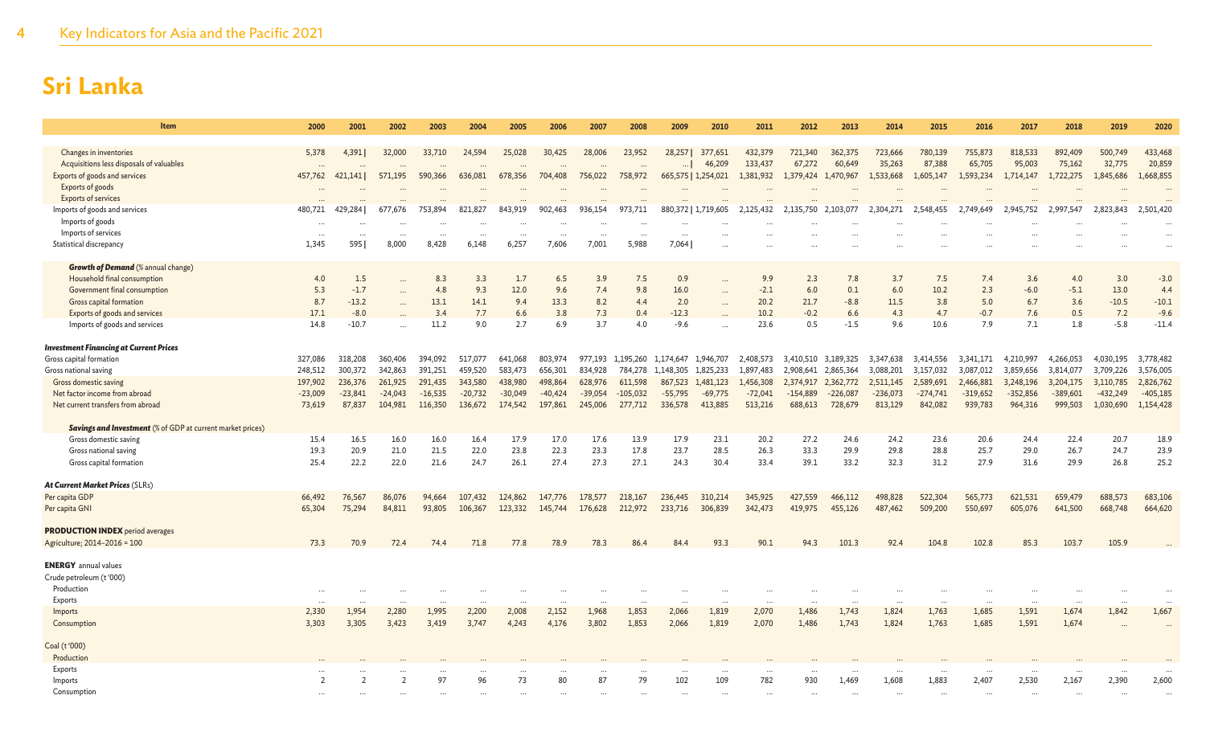# Sri Lanka

| Item | 2000 | 2001 | 2002 | 2003 | 2004 | 2005 | 2006 | 2007 | 2008 | 2009 | 2010 | 2011 | 2012 | 2013 | 2014 | 2015 | 2016 | 2017 | 2018 | 2019 | 2020 |
|---|---|---|---|---|---|---|---|---|---|---|---|---|---|---|---|---|---|---|---|---|---|
| Changes in inventories | 5,378 | 4,391 \| | 32,000 | 33,710 | 24,594 | 25,028 | 30,425 | 28,006 | 23,952 | 28,257 \| | 377,651 | 432,379 | 721,340 | 362,375 | 723,666 | 780,139 | 755,873 | 818,533 | 892,409 | 500,749 | 433,468 |
| Acquisitions less disposals of valuables | … | … | … | … | … | … | … | … | … | … \| | 46,209 | 133,437 | 67,272 | 60,649 | 35,263 | 87,388 | 65,705 | 95,003 | 75,162 | 32,775 | 20,859 |
| Exports of goods and services | 457,762 | 421,141 \| | 571,195 | 590,366 | 636,081 | 678,356 | 704,408 | 756,022 | 758,972 | 665,575 \| | 1,254,021 | 1,381,932 | 1,379,424 | 1,470,967 | 1,533,668 | 1,605,147 | 1,593,234 | 1,714,147 | 1,722,275 | 1,845,686 | 1,668,855 |
| Exports of goods | … | … | … | … | … | … | … | … | … | … | … | … | … | … | … | … | … | … | … | … | … |
| Exports of services | … | … | … | … | … | … | … | … | … | … | … | … | … | … | … | … | … | … | … | … | … |
| Imports of goods and services | 480,721 | 429,284 \| | 677,676 | 753,894 | 821,827 | 843,919 | 902,463 | 936,154 | 973,711 | 880,372 \| | 1,719,605 | 2,125,432 | 2,135,750 | 2,103,077 | 2,304,271 | 2,548,455 | 2,749,649 | 2,945,752 | 2,997,547 | 2,823,843 | 2,501,420 |
| Imports of goods | … | … | … | … | … | … | … | … | … | … | … | … | … | … | … | … | … | … | … | … | … |
| Imports of services | … | … | … | … | … | … | … | … | … | … | … | … | … | … | … | … | … | … | … | … | … |
| Statistical discrepancy | 1,345 | 595 \| | 8,000 | 8,428 | 6,148 | 6,257 | 7,606 | 7,001 | 5,988 | 7,064 \| | … | … | … | … | … | … | … | … | … | … | … |
| ***Growth of Demand*** (% annual change) | | | | | | | | | | | | | | | | | | | | | |
| Household final consumption | 4.0 | 1.5 | … | 8.3 | 3.3 | 1.7 | 6.5 | 3.9 | 7.5 | 0.9 | … | 9.9 | 2.3 | 7.8 | 3.7 | 7.5 | 7.4 | 3.6 | 4.0 | 3.0 | -3.0 |
| Government final consumption | 5.3 | -1.7 | … | 4.8 | 9.3 | 12.0 | 9.6 | 7.4 | 9.8 | 16.0 | … | -2.1 | 6.0 | 0.1 | 6.0 | 10.2 | 2.3 | -6.0 | -5.1 | 13.0 | 4.4 |
| Gross capital formation | 8.7 | -13.2 | … | 13.1 | 14.1 | 9.4 | 13.3 | 8.2 | 4.4 | 2.0 | … | 20.2 | 21.7 | -8.8 | 11.5 | 3.8 | 5.0 | 6.7 | 3.6 | -10.5 | -10.1 |
| Exports of goods and services | 17.1 | -8.0 | … | 3.4 | 7.7 | 6.6 | 3.8 | 7.3 | 0.4 | -12.3 | … | 10.2 | -0.2 | 6.6 | 4.3 | 4.7 | -0.7 | 7.6 | 0.5 | 7.2 | -9.6 |
| Imports of goods and services | 14.8 | -10.7 | … | 11.2 | 9.0 | 2.7 | 6.9 | 3.7 | 4.0 | -9.6 | … | 23.6 | 0.5 | -1.5 | 9.6 | 10.6 | 7.9 | 7.1 | 1.8 | -5.8 | -11.4 |
| ***Investment Financing at Current Prices*** | | | | | | | | | | | | | | | | | | | | | |
| Gross capital formation | 327,086 | 318,208 | 360,406 | 394,092 | 517,077 | 641,068 | 803,974 | 977,193 | 1,195,260 | 1,174,647 | 1,946,707 | 2,408,573 | 3,410,510 | 3,189,325 | 3,347,638 | 3,414,556 | 3,341,171 | 4,210,997 | 4,266,053 | 4,030,195 | 3,778,482 |
| Gross national saving | 248,512 | 300,372 | 342,863 | 391,251 | 459,520 | 583,473 | 656,301 | 834,928 | 784,278 | 1,148,305 | 1,825,233 | 1,897,483 | 2,908,641 | 2,865,364 | 3,088,201 | 3,157,032 | 3,087,012 | 3,859,656 | 3,814,077 | 3,709,226 | 3,576,005 |
| Gross domestic saving | 197,902 | 236,376 | 261,925 | 291,435 | 343,580 | 438,980 | 498,864 | 628,976 | 611,598 | 867,523 | 1,481,123 | 1,456,308 | 2,374,917 | 2,362,772 | 2,511,145 | 2,589,691 | 2,466,881 | 3,248,196 | 3,204,175 | 3,110,785 | 2,826,762 |
| Net factor income from abroad | -23,009 | -23,841 | -24,043 | -16,535 | -20,732 | -30,049 | -40,424 | -39,054 | -105,032 | -55,795 | -69,775 | -72,041 | -154,889 | -226,087 | -236,073 | -274,741 | -319,652 | -352,856 | -389,601 | -432,249 | -405,185 |
| Net current transfers from abroad | 73,619 | 87,837 | 104,981 | 116,350 | 136,672 | 174,542 | 197,861 | 245,006 | 277,712 | 336,578 | 413,885 | 513,216 | 688,613 | 728,679 | 813,129 | 842,082 | 939,783 | 964,316 | 999,503 | 1,030,690 | 1,154,428 |
| ***Savings and Investment*** (% of GDP at current market prices) | | | | | | | | | | | | | | | | | | | | | |
| Gross domestic saving | 15.4 | 16.5 | 16.0 | 16.0 | 16.4 | 17.9 | 17.0 | 17.6 | 13.9 | 17.9 | 23.1 | 20.2 | 27.2 | 24.6 | 24.2 | 23.6 | 20.6 | 24.4 | 22.4 | 20.7 | 18.9 |
| Gross national saving | 19.3 | 20.9 | 21.0 | 21.5 | 22.0 | 23.8 | 22.3 | 23.3 | 17.8 | 23.7 | 28.5 | 26.3 | 33.3 | 29.9 | 29.8 | 28.8 | 25.7 | 29.0 | 26.7 | 24.7 | 23.9 |
| Gross capital formation | 25.4 | 22.2 | 22.0 | 21.6 | 24.7 | 26.1 | 27.4 | 27.3 | 27.1 | 24.3 | 30.4 | 33.4 | 39.1 | 33.2 | 32.3 | 31.2 | 27.9 | 31.6 | 29.9 | 26.8 | 25.2 |
| ***At Current Market Prices*** (SLRs) | | | | | | | | | | | | | | | | | | | | | |
| Per capita GDP | 66,492 | 76,567 | 86,076 | 94,664 | 107,432 | 124,862 | 147,776 | 178,577 | 218,167 | 236,445 | 310,214 | 345,925 | 427,559 | 466,112 | 498,828 | 522,304 | 565,773 | 621,531 | 659,479 | 688,573 | 683,106 |
| Per capita GNI | 65,304 | 75,294 | 84,811 | 93,805 | 106,367 | 123,332 | 145,744 | 176,628 | 212,972 | 233,716 | 306,839 | 342,473 | 419,975 | 455,126 | 487,462 | 509,200 | 550,697 | 605,076 | 641,500 | 668,748 | 664,620 |
| **PRODUCTION INDEX** period averages | | | | | | | | | | | | | | | | | | | | | |
| Agriculture; 2014–2016 = 100 | 73.3 | 70.9 | 72.4 | 74.4 | 71.8 | 77.8 | 78.9 | 78.3 | 86.4 | 84.4 | 93.3 | 90.1 | 94.3 | 101.3 | 92.4 | 104.8 | 102.8 | 85.3 | 103.7 | 105.9 | … |
| **ENERGY** annual values | | | | | | | | | | | | | | | | | | | | | |
| Crude petroleum (t '000) | | | | | | | | | | | | | | | | | | | | | |
| Production | … | … | … | … | … | … | … | … | … | … | … | … | … | … | … | … | … | … | … | … | … |
| Exports | … | … | … | … | … | … | … | … | … | … | … | … | … | … | … | … | … | … | … | … | … |
| Imports | 2,330 | 1,954 | 2,280 | 1,995 | 2,200 | 2,008 | 2,152 | 1,968 | 1,853 | 2,066 | 1,819 | 2,070 | 1,486 | 1,743 | 1,824 | 1,763 | 1,685 | 1,591 | 1,674 | 1,842 | 1,667 |
| Consumption | 3,303 | 3,305 | 3,423 | 3,419 | 3,747 | 4,243 | 4,176 | 3,802 | 1,853 | 2,066 | 1,819 | 2,070 | 1,486 | 1,743 | 1,824 | 1,763 | 1,685 | 1,591 | 1,674 | … | … |
| Coal (t '000) | | | | | | | | | | | | | | | | | | | | | |
| Production | … | … | … | … | … | … | … | … | … | … | … | … | … | … | … | … | … | … | … | … | … |
| Exports | … | … | … | … | … | … | … | … | … | … | … | … | … | … | … | … | … | … | … | … | … |
| Imports | 2 | 2 | 2 | 97 | 96 | 73 | 80 | 87 | 79 | 102 | 109 | 782 | 930 | 1,469 | 1,608 | 1,883 | 2,407 | 2,530 | 2,167 | 2,390 | 2,600 |
| Consumption | … | … | … | … | … | … | … | … | … | … | … | … | … | … | … | … | … | … | … | … | … |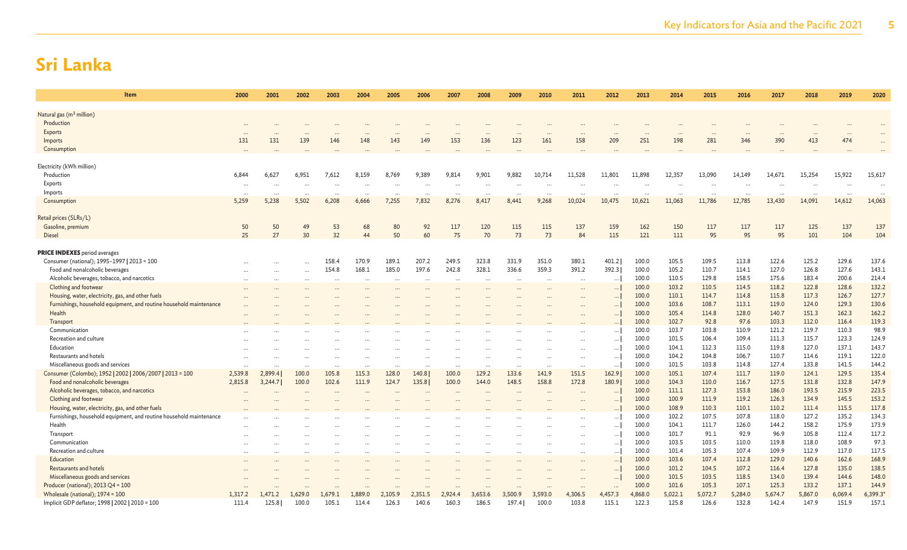# Sri Lanka

| Item | 2000 | 2001 | 2002 | 2003 | 2004 | 2005 | 2006 | 2007 | 2008 | 2009 | 2010 | 2011 | 2012 | 2013 | 2014 | 2015 | 2016 | 2017 | 2018 | 2019 | 2020 |
|---|---|---|---|---|---|---|---|---|---|---|---|---|---|---|---|---|---|---|---|---|---|
| Natural gas (m$^3$ million) | | | | | | | | | | | | | | | | | | | | | |
| Production | ... | ... | ... | ... | ... | ... | ... | ... | ... | ... | ... | ... | ... | ... | ... | ... | ... | ... | ... | ... | ... |
| Exports | ... | ... | ... | ... | ... | ... | ... | ... | ... | ... | ... | ... | ... | ... | ... | ... | ... | ... | ... | ... | ... |
| Imports | 131 | 131 | 139 | 146 | 148 | 143 | 149 | 153 | 136 | 123 | 161 | 158 | 209 | 251 | 198 | 281 | 346 | 390 | 413 | 474 | ... |
| Consumption | ... | ... | ... | ... | ... | ... | ... | ... | ... | ... | ... | ... | ... | ... | ... | ... | ... | ... | ... | ... | ... |
| Electricity (kWh million) | | | | | | | | | | | | | | | | | | | | | |
| Production | 6,844 | 6,627 | 6,951 | 7,612 | 8,159 | 8,769 | 9,389 | 9,814 | 9,901 | 9,882 | 10,714 | 11,528 | 11,801 | 11,898 | 12,357 | 13,090 | 14,149 | 14,671 | 15,254 | 15,922 | 15,617 |
| Exports | ... | ... | ... | ... | ... | ... | ... | ... | ... | ... | ... | ... | ... | ... | ... | ... | ... | ... | ... | ... | ... |
| Imports | ... | ... | ... | ... | ... | ... | ... | ... | ... | ... | ... | ... | ... | ... | ... | ... | ... | ... | ... | ... | ... |
| Consumption | 5,259 | 5,238 | 5,502 | 6,208 | 6,666 | 7,255 | 7,832 | 8,276 | 8,417 | 8,441 | 9,268 | 10,024 | 10,475 | 10,621 | 11,063 | 11,786 | 12,785 | 13,430 | 14,091 | 14,612 | 14,063 |
| Retail prices (SLRs/L) | | | | | | | | | | | | | | | | | | | | | |
| Gasoline, premium | 50 | 50 | 49 | 53 | 68 | 80 | 92 | 117 | 120 | 115 | 115 | 137 | 159 | 162 | 150 | 117 | 117 | 117 | 125 | 137 | 137 |
| Diesel | 25 | 27 | 30 | 32 | 44 | 50 | 60 | 75 | 70 | 73 | 73 | 84 | 115 | 121 | 111 | 95 | 95 | 95 | 101 | 104 | 104 |
| **PRICE INDEXES** period averages | | | | | | | | | | | | | | | | | | | | | |
| Consumer (national); 1995–1997 \| 2013 = 100 | ... | ... | ... | 158.4 | 170.9 | 189.1 | 207.2 | 249.5 | 323.8 | 331.9 | 351.0 | 380.1 | 401.2 \| | 100.0 | 105.5 | 109.5 | 113.8 | 122.6 | 125.2 | 129.6 | 137.6 |
| Food and nonalcoholic beverages | ... | ... | ... | 154.8 | 168.1 | 185.0 | 197.6 | 242.8 | 328.1 | 336.6 | 359.3 | 391.2 | 392.3 \| | 100.0 | 105.2 | 110.7 | 114.1 | 127.0 | 126.8 | 127.6 | 143.1 |
| Alcoholic beverages, tobacco, and narcotics | ... | ... | ... | ... | ... | ... | ... | ... | ... | ... | ... | ... | ... \| | 100.0 | 110.5 | 129.8 | 158.5 | 175.6 | 183.4 | 200.6 | 214.4 |
| Clothing and footwear | ... | ... | ... | ... | ... | ... | ... | ... | ... | ... | ... | ... | ... \| | 100.0 | 103.2 | 110.5 | 114.5 | 118.2 | 122.8 | 128.6 | 132.2 |
| Housing, water, electricity, gas, and other fuels | ... | ... | ... | ... | ... | ... | ... | ... | ... | ... | ... | ... | ... \| | 100.0 | 110.1 | 114.7 | 114.8 | 115.8 | 117.3 | 126.7 | 127.7 |
| Furnishings, household equipment, and routine household maintenance | ... | ... | ... | ... | ... | ... | ... | ... | ... | ... | ... | ... | ... \| | 100.0 | 103.6 | 108.7 | 113.1 | 119.0 | 124.0 | 129.3 | 130.6 |
| Health | ... | ... | ... | ... | ... | ... | ... | ... | ... | ... | ... | ... | ... \| | 100.0 | 105.4 | 114.8 | 128.0 | 140.7 | 151.3 | 162.3 | 162.2 |
| Transport | ... | ... | ... | ... | ... | ... | ... | ... | ... | ... | ... | ... | ... \| | 100.0 | 102.7 | 92.8 | 97.6 | 103.3 | 112.0 | 116.4 | 119.3 |
| Communication | ... | ... | ... | ... | ... | ... | ... | ... | ... | ... | ... | ... | ... \| | 100.0 | 103.7 | 103.8 | 110.9 | 121.2 | 119.7 | 110.3 | 98.9 |
| Recreation and culture | ... | ... | ... | ... | ... | ... | ... | ... | ... | ... | ... | ... | ... \| | 100.0 | 101.5 | 106.4 | 109.4 | 111.3 | 115.7 | 123.3 | 124.9 |
| Education | ... | ... | ... | ... | ... | ... | ... | ... | ... | ... | ... | ... | ... \| | 100.0 | 104.1 | 112.3 | 115.0 | 119.8 | 127.0 | 137.1 | 143.7 |
| Restaurants and hotels | ... | ... | ... | ... | ... | ... | ... | ... | ... | ... | ... | ... | ... \| | 100.0 | 104.2 | 104.8 | 106.7 | 110.7 | 114.6 | 119.1 | 122.0 |
| Miscellaneous goods and services | ... | ... | ... | ... | ... | ... | ... | ... | ... | ... | ... | ... | ... \| | 100.0 | 101.5 | 103.8 | 114.8 | 127.4 | 133.8 | 141.5 | 144.2 |
| Consumer (Colombo); 1952 \| 2002 \| 2006/2007 \| 2013 = 100 | 2,539.8 | 2,899.4 \| | 100.0 | 105.8 | 115.3 | 128.0 | 140.8 \| | 100.0 | 129.2 | 133.6 | 141.9 | 151.5 | 162.9 \| | 100.0 | 105.1 | 107.4 | 111.7 | 119.0 | 124.1 | 129.5 | 135.4 |
| Food and nonalcoholic beverages | 2,815.8 | 3,244.7 \| | 100.0 | 102.6 | 111.9 | 124.7 | 135.8 \| | 100.0 | 144.0 | 148.5 | 158.8 | 172.8 | 180.9 \| | 100.0 | 104.3 | 110.0 | 116.7 | 127.5 | 131.8 | 132.8 | 147.9 |
| Alcoholic beverages, tobacco, and narcotics | ... | ... | ... | ... | ... | ... | ... | ... | ... | ... | ... | ... | ... \| | 100.0 | 111.1 | 127.3 | 153.8 | 186.0 | 193.5 | 215.9 | 223.5 |
| Clothing and footwear | ... | ... | ... | ... | ... | ... | ... | ... | ... | ... | ... | ... | ... \| | 100.0 | 100.9 | 111.9 | 119.2 | 126.3 | 134.9 | 145.5 | 153.2 |
| Housing, water, electricity, gas, and other fuels | ... | ... | ... | ... | ... | ... | ... | ... | ... | ... | ... | ... | ... \| | 100.0 | 108.9 | 110.3 | 110.1 | 110.2 | 111.4 | 115.5 | 117.8 |
| Furnishings, household equipment, and routine household maintenance | ... | ... | ... | ... | ... | ... | ... | ... | ... | ... | ... | ... | ... \| | 100.0 | 102.2 | 107.5 | 107.8 | 118.0 | 127.2 | 135.2 | 134.3 |
| Health | ... | ... | ... | ... | ... | ... | ... | ... | ... | ... | ... | ... | ... \| | 100.0 | 104.1 | 111.7 | 126.0 | 144.2 | 158.2 | 175.9 | 173.9 |
| Transport | ... | ... | ... | ... | ... | ... | ... | ... | ... | ... | ... | ... | ... \| | 100.0 | 101.7 | 91.1 | 92.9 | 96.9 | 105.8 | 112.4 | 117.2 |
| Communication | ... | ... | ... | ... | ... | ... | ... | ... | ... | ... | ... | ... | ... \| | 100.0 | 103.5 | 103.5 | 110.0 | 119.8 | 118.0 | 108.9 | 97.3 |
| Recreation and culture | ... | ... | ... | ... | ... | ... | ... | ... | ... | ... | ... | ... | ... \| | 100.0 | 101.4 | 105.3 | 107.4 | 109.9 | 112.9 | 117.0 | 117.5 |
| Education | ... | ... | ... | ... | ... | ... | ... | ... | ... | ... | ... | ... | ... \| | 100.0 | 103.6 | 107.4 | 112.8 | 129.0 | 140.6 | 162.6 | 168.9 |
| Restaurants and hotels | ... | ... | ... | ... | ... | ... | ... | ... | ... | ... | ... | ... | ... \| | 100.0 | 101.2 | 104.5 | 107.2 | 116.4 | 127.8 | 135.0 | 138.5 |
| Miscellaneous goods and services | ... | ... | ... | ... | ... | ... | ... | ... | ... | ... | ... | ... | ... \| | 100.0 | 101.5 | 103.5 | 118.5 | 134.0 | 139.4 | 144.6 | 148.0 |
| Producer (national); 2013 Q4 = 100 | ... | ... | ... | ... | ... | ... | ... | ... | ... | ... | ... | ... | ... | 100.0 | 101.6 | 105.3 | 107.1 | 125.3 | 133.2 | 137.1 | 144.9 |
| Wholesale (national); 1974 = 100 | 1,317.2 | 1,471.2 | 1,629.0 | 1,679.1 | 1,889.0 | 2,105.9 | 2,351.5 | 2,924.4 | 3,653.6 | 3,500.9 | 3,593.0 | 4,306.5 | 4,457.3 | 4,868.0 | 5,022.1 | 5,072.7 | 5,284.0 | 5,674.7 | 5,867.0 | 6,069.4 | 6,399.3* |
| Implicit GDP deflator; 1998 \| 2002 \| 2010 = 100 | 111.4 | 125.8 \| | 100.0 | 105.1 | 114.4 | 126.3 | 140.6 | 160.3 | 186.5 | 197.4 \| | 100.0 | 103.8 | 115.1 | 122.3 | 125.8 | 126.6 | 132.8 | 142.4 | 147.9 | 151.9 | 157.1 |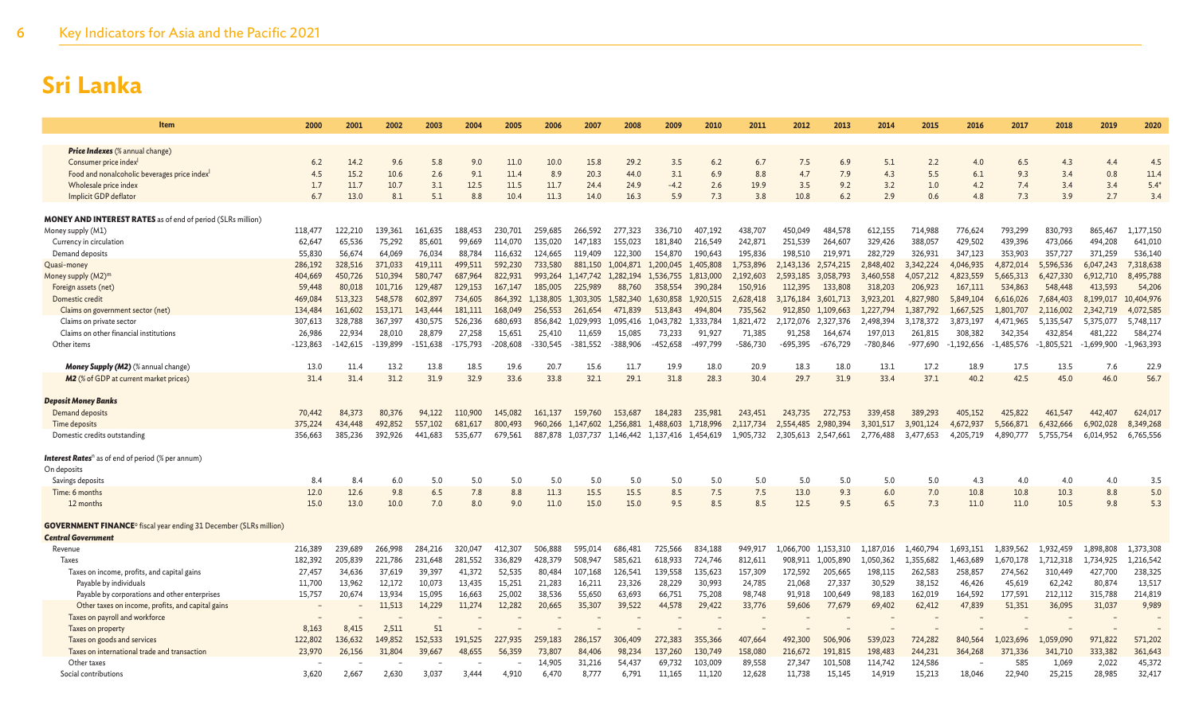# Sri Lanka

| Item | 2000 | 2001 | 2002 | 2003 | 2004 | 2005 | 2006 | 2007 | 2008 | 2009 | 2010 | 2011 | 2012 | 2013 | 2014 | 2015 | 2016 | 2017 | 2018 | 2019 | 2020 |
|---|---|---|---|---|---|---|---|---|---|---|---|---|---|---|---|---|---|---|---|---|---|
| ***Price Indexes*** (% annual change) | | | | | | | | | | | | | | | | | | | | | |
| Consumer price index[l] | 6.2 | 14.2 | 9.6 | 5.8 | 9.0 | 11.0 | 10.0 | 15.8 | 29.2 | 3.5 | 6.2 | 6.7 | 7.5 | 6.9 | 5.1 | 2.2 | 4.0 | 6.5 | 4.3 | 4.4 | 4.5 |
| Food and nonalcoholic beverages price index[l] | 4.5 | 15.2 | 10.6 | 2.6 | 9.1 | 11.4 | 8.9 | 20.3 | 44.0 | 3.1 | 6.9 | 8.8 | 4.7 | 7.9 | 4.3 | 5.5 | 6.1 | 9.3 | 3.4 | 0.8 | 11.4 |
| Wholesale price index | 1.7 | 11.7 | 10.7 | 3.1 | 12.5 | 11.5 | 11.7 | 24.4 | 24.9 | -4.2 | 2.6 | 19.9 | 3.5 | 9.2 | 3.2 | 1.0 | 4.2 | 7.4 | 3.4 | 3.4 | 5.4* |
| Implicit GDP deflator | 6.7 | 13.0 | 8.1 | 5.1 | 8.8 | 10.4 | 11.3 | 14.0 | 16.3 | 5.9 | 7.3 | 3.8 | 10.8 | 6.2 | 2.9 | 0.6 | 4.8 | 7.3 | 3.9 | 2.7 | 3.4 |
| **MONEY AND INTEREST RATES** as of end of period (SLRs million) | | | | | | | | | | | | | | | | | | | | | |
| Money supply (M1) | 118,477 | 122,210 | 139,361 | 161,635 | 188,453 | 230,701 | 259,685 | 266,592 | 277,323 | 336,710 | 407,192 | 438,707 | 450,049 | 484,578 | 612,155 | 714,988 | 776,624 | 793,299 | 830,793 | 865,467 | 1,177,150 |
| Currency in circulation | 62,647 | 65,536 | 75,292 | 85,601 | 99,669 | 114,070 | 135,020 | 147,183 | 155,023 | 181,840 | 216,549 | 242,871 | 251,539 | 264,607 | 329,426 | 388,057 | 429,502 | 439,396 | 473,066 | 494,208 | 641,010 |
| Demand deposits | 55,830 | 56,674 | 64,069 | 76,034 | 88,784 | 116,632 | 124,665 | 119,409 | 122,300 | 154,870 | 190,643 | 195,836 | 198,510 | 219,971 | 282,729 | 326,931 | 347,123 | 353,903 | 357,727 | 371,259 | 536,140 |
| Quasi-money | 286,192 | 328,516 | 371,033 | 419,111 | 499,511 | 592,230 | 733,580 | 881,150 | 1,004,871 | 1,200,045 | 1,405,808 | 1,753,896 | 2,143,136 | 2,574,215 | 2,848,402 | 3,342,224 | 4,046,935 | 4,872,014 | 5,596,536 | 6,047,243 | 7,318,638 |
| Money supply (M2)[m] | 404,669 | 450,726 | 510,394 | 580,747 | 687,964 | 822,931 | 993,264 | 1,147,742 | 1,282,194 | 1,536,755 | 1,813,000 | 2,192,603 | 2,593,185 | 3,058,793 | 3,460,558 | 4,057,212 | 4,823,559 | 5,665,313 | 6,427,330 | 6,912,710 | 8,495,788 |
| Foreign assets (net) | 59,448 | 80,018 | 101,716 | 129,487 | 129,153 | 167,147 | 185,005 | 225,989 | 88,760 | 358,554 | 390,284 | 150,916 | 112,395 | 133,808 | 318,203 | 206,923 | 167,111 | 534,863 | 548,448 | 413,593 | 54,206 |
| Domestic credit | 469,084 | 513,323 | 548,578 | 602,897 | 734,605 | 864,392 | 1,138,805 | 1,303,305 | 1,582,340 | 1,630,858 | 1,920,515 | 2,628,418 | 3,176,184 | 3,601,713 | 3,923,201 | 4,827,980 | 5,849,104 | 6,616,026 | 7,684,403 | 8,199,017 | 10,404,976 |
| Claims on government sector (net) | 134,484 | 161,602 | 153,171 | 143,444 | 181,111 | 168,049 | 256,553 | 261,654 | 471,839 | 513,843 | 494,804 | 735,562 | 912,850 | 1,109,663 | 1,227,794 | 1,387,792 | 1,667,525 | 1,801,707 | 2,116,002 | 2,342,719 | 4,072,585 |
| Claims on private sector | 307,613 | 328,788 | 367,397 | 430,575 | 526,236 | 680,693 | 856,842 | 1,029,993 | 1,095,416 | 1,043,782 | 1,333,784 | 1,821,472 | 2,172,076 | 2,327,376 | 2,498,394 | 3,178,372 | 3,873,197 | 4,471,965 | 5,135,547 | 5,375,077 | 5,748,117 |
| Claims on other financial institutions | 26,986 | 22,934 | 28,010 | 28,879 | 27,258 | 15,651 | 25,410 | 11,659 | 15,085 | 73,233 | 91,927 | 71,385 | 91,258 | 164,674 | 197,013 | 261,815 | 308,382 | 342,354 | 432,854 | 481,222 | 584,274 |
| Other items | -123,863 | -142,615 | -139,899 | -151,638 | -175,793 | -208,608 | -330,545 | -381,552 | -388,906 | -452,658 | -497,799 | -586,730 | -695,395 | -676,729 | -780,846 | -977,690 | -1,192,656 | -1,485,576 | -1,805,521 | -1,699,900 | -1,963,393 |
| ***Money Supply (M2)*** (% annual change) | 13.0 | 11.4 | 13.2 | 13.8 | 18.5 | 19.6 | 20.7 | 15.6 | 11.7 | 19.9 | 18.0 | 20.9 | 18.3 | 18.0 | 13.1 | 17.2 | 18.9 | 17.5 | 13.5 | 7.6 | 22.9 |
| ***M2*** (% of GDP at current market prices) | 31.4 | 31.4 | 31.2 | 31.9 | 32.9 | 33.6 | 33.8 | 32.1 | 29.1 | 31.8 | 28.3 | 30.4 | 29.7 | 31.9 | 33.4 | 37.1 | 40.2 | 42.5 | 45.0 | 46.0 | 56.7 |
| ***Deposit Money Banks*** | | | | | | | | | | | | | | | | | | | | | |
| Demand deposits | 70,442 | 84,373 | 80,376 | 94,122 | 110,900 | 145,082 | 161,137 | 159,760 | 153,687 | 184,283 | 235,981 | 243,451 | 243,735 | 272,753 | 339,458 | 389,293 | 405,152 | 425,822 | 461,547 | 442,407 | 624,017 |
| Time deposits | 375,224 | 434,448 | 492,852 | 557,102 | 681,617 | 800,493 | 960,266 | 1,147,600 | 1,256,881 | 1,488,603 | 1,718,996 | 2,117,734 | 2,554,485 | 2,980,394 | 3,301,517 | 3,901,124 | 4,672,937 | 5,566,871 | 6,432,666 | 6,902,028 | 8,349,268 |
| Domestic credits outstanding | 356,663 | 385,236 | 392,926 | 441,683 | 535,677 | 679,561 | 887,878 | 1,037,737 | 1,146,442 | 1,137,416 | 1,454,619 | 1,905,732 | 2,305,613 | 2,547,661 | 2,776,488 | 3,477,653 | 4,205,719 | 4,890,777 | 5,755,754 | 6,014,952 | 6,765,556 |
| ***Interest Rates***[n] as of end of period (% per annum) | | | | | | | | | | | | | | | | | | | | | |
| On deposits | | | | | | | | | | | | | | | | | | | | | |
| Savings deposits | 8.4 | 8.4 | 6.0 | 5.0 | 5.0 | 5.0 | 5.0 | 5.0 | 5.0 | 5.0 | 5.0 | 5.0 | 5.0 | 5.0 | 5.0 | 5.0 | 4.3 | 4.0 | 4.0 | 4.0 | 3.5 |
| Time: 6 months | 12.0 | 12.6 | 9.8 | 6.5 | 7.8 | 8.8 | 11.3 | 15.5 | 15.5 | 8.5 | 7.5 | 7.5 | 13.0 | 9.3 | 6.0 | 7.0 | 10.8 | 10.8 | 10.3 | 8.8 | 5.0 |
| 12 months | 15.0 | 13.0 | 10.0 | 7.0 | 8.0 | 9.0 | 11.0 | 15.0 | 15.0 | 9.5 | 8.5 | 8.5 | 12.5 | 9.5 | 6.5 | 7.3 | 11.0 | 11.0 | 10.5 | 9.8 | 5.3 |
| **GOVERNMENT FINANCE**[o] fiscal year ending 31 December (SLRs million) | | | | | | | | | | | | | | | | | | | | | |
| ***Central Government*** | | | | | | | | | | | | | | | | | | | | | |
| Revenue | 216,389 | 239,689 | 266,998 | 284,216 | 320,047 | 412,307 | 506,888 | 595,014 | 686,481 | 725,566 | 834,188 | 949,917 | 1,066,700 | 1,153,310 | 1,187,016 | 1,460,794 | 1,693,151 | 1,839,562 | 1,932,459 | 1,898,808 | 1,373,308 |
| Taxes | 182,392 | 205,839 | 221,786 | 231,648 | 281,552 | 336,829 | 428,379 | 508,947 | 585,621 | 618,933 | 724,746 | 812,611 | 908,911 | 1,005,890 | 1,050,362 | 1,355,682 | 1,463,689 | 1,670,178 | 1,712,318 | 1,734,925 | 1,216,542 |
| Taxes on income, profits, and capital gains | 27,457 | 34,636 | 37,619 | 39,397 | 41,372 | 52,535 | 80,484 | 107,168 | 126,541 | 139,558 | 135,623 | 157,309 | 172,592 | 205,665 | 198,115 | 262,583 | 258,857 | 274,562 | 310,449 | 427,700 | 238,325 |
| Payable by individuals | 11,700 | 13,962 | 12,172 | 10,073 | 13,435 | 15,251 | 21,283 | 16,211 | 23,326 | 28,229 | 30,993 | 24,785 | 21,068 | 27,337 | 30,529 | 38,152 | 46,426 | 45,619 | 62,242 | 80,874 | 13,517 |
| Payable by corporations and other enterprises | 15,757 | 20,674 | 13,934 | 15,095 | 16,663 | 25,002 | 38,536 | 55,650 | 63,693 | 66,751 | 75,208 | 98,748 | 91,918 | 100,649 | 98,183 | 162,019 | 164,592 | 177,591 | 212,112 | 315,788 | 214,819 |
| Other taxes on income, profits, and capital gains | – | – | 11,513 | 14,229 | 11,274 | 12,282 | 20,665 | 35,307 | 39,522 | 44,578 | 29,422 | 33,776 | 59,606 | 77,679 | 69,402 | 62,412 | 47,839 | 51,351 | 36,095 | 31,037 | 9,989 |
| Taxes on payroll and workforce | – | – | – | – | – | – | – | – | – | – | – | – | – | – | – | – | – | – | – | – | – |
| Taxes on property | 8,163 | 8,415 | 2,511 | 51 | – | – | – | – | – | – | – | – | – | – | – | – | – | – | – | – | – |
| Taxes on goods and services | 122,802 | 136,632 | 149,852 | 152,533 | 191,525 | 227,935 | 259,183 | 286,157 | 306,409 | 272,383 | 355,366 | 407,664 | 492,300 | 506,906 | 539,023 | 724,282 | 840,564 | 1,023,696 | 1,059,090 | 971,822 | 571,202 |
| Taxes on international trade and transaction | 23,970 | 26,156 | 31,804 | 39,667 | 48,655 | 56,359 | 73,807 | 84,406 | 98,234 | 137,260 | 130,749 | 158,080 | 216,672 | 191,815 | 198,483 | 244,231 | 364,268 | 371,336 | 341,710 | 333,382 | 361,643 |
| Other taxes | – | – | – | – | – | – | 14,905 | 31,216 | 54,437 | 69,732 | 103,009 | 89,558 | 27,347 | 101,508 | 114,742 | 124,586 | – | 585 | 1,069 | 2,022 | 45,372 |
| Social contributions | 3,620 | 2,667 | 2,630 | 3,037 | 3,444 | 4,910 | 6,470 | 8,777 | 6,791 | 11,165 | 11,120 | 12,628 | 11,738 | 15,145 | 14,919 | 15,213 | 18,046 | 22,940 | 25,215 | 28,985 | 32,417 |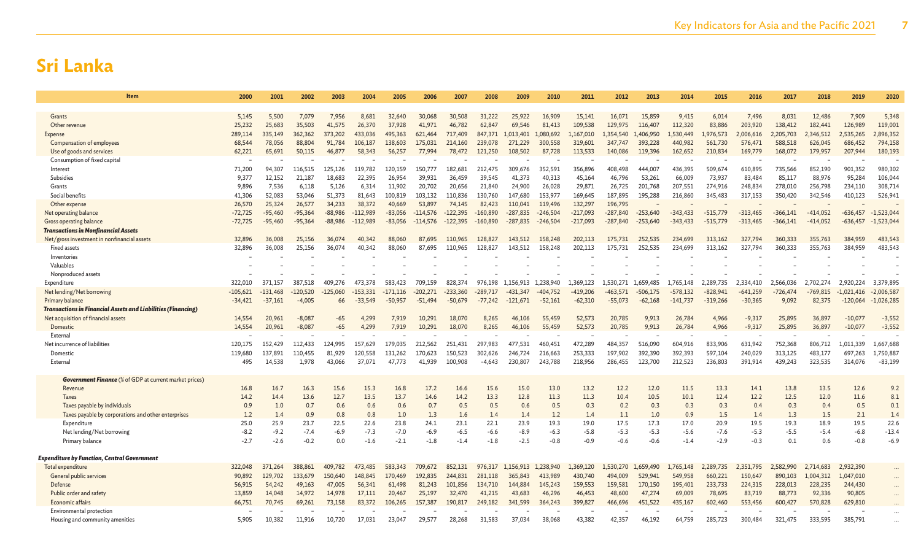# Sri Lanka

| Item | 2000 | 2001 | 2002 | 2003 | 2004 | 2005 | 2006 | 2007 | 2008 | 2009 | 2010 | 2011 | 2012 | 2013 | 2014 | 2015 | 2016 | 2017 | 2018 | 2019 | 2020 |
|---|---|---|---|---|---|---|---|---|---|---|---|---|---|---|---|---|---|---|---|---|---|
| Grants | 5,145 | 5,500 | 7,079 | 7,956 | 8,681 | 32,640 | 30,068 | 30,508 | 31,222 | 25,922 | 16,909 | 15,141 | 16,071 | 15,859 | 9,415 | 6,014 | 7,496 | 8,031 | 12,486 | 7,909 | 5,348 |
| Other revenue | 25,232 | 25,683 | 35,503 | 41,575 | 26,370 | 37,928 | 41,971 | 46,782 | 62,847 | 69,546 | 81,413 | 109,538 | 129,975 | 116,407 | 112,320 | 83,886 | 203,920 | 138,412 | 182,441 | 126,989 | 119,001 |
| Expense | 289,114 | 335,149 | 362,362 | 373,202 | 433,036 | 495,363 | 621,464 | 717,409 | 847,371 | 1,013,401 | 1,080,692 | 1,167,010 | 1,354,540 | 1,406,950 | 1,530,449 | 1,976,573 | 2,006,616 | 2,205,703 | 2,346,512 | 2,535,265 | 2,896,352 |
| Compensation of employees | 68,544 | 78,056 | 88,804 | 91,784 | 106,187 | 138,603 | 175,031 | 214,160 | 239,078 | 271,229 | 300,558 | 319,601 | 347,747 | 393,228 | 440,982 | 561,730 | 576,471 | 588,518 | 626,045 | 686,452 | 794,158 |
| Use of goods and services | 62,221 | 65,691 | 50,115 | 46,877 | 58,343 | 56,257 | 77,994 | 78,472 | 121,250 | 108,502 | 87,728 | 113,533 | 140,086 | 119,396 | 162,652 | 210,834 | 169,779 | 168,072 | 179,957 | 207,944 | 180,193 |
| Consumption of fixed capital | – | – | – | – | – | – | – | – | – | – | – | – | – | – | – | – | – | – | – | – | – |
| Interest | 71,200 | 94,307 | 116,515 | 125,126 | 119,782 | 120,159 | 150,777 | 182,681 | 212,475 | 309,676 | 352,591 | 356,896 | 408,498 | 444,007 | 436,395 | 509,674 | 610,895 | 735,566 | 852,190 | 901,352 | 980,302 |
| Subsidies | 9,377 | 12,152 | 21,187 | 18,683 | 22,395 | 26,954 | 39,931 | 36,459 | 39,545 | 41,373 | 40,313 | 45,164 | 46,796 | 53,261 | 66,009 | 73,937 | 83,484 | 85,117 | 88,976 | 95,284 | 106,044 |
| Grants | 9,896 | 7,536 | 6,118 | 5,126 | 6,314 | 11,902 | 20,702 | 20,656 | 21,840 | 24,900 | 26,028 | 29,871 | 26,725 | 201,768 | 207,551 | 274,916 | 248,834 | 278,010 | 256,798 | 234,110 | 308,714 |
| Social benefits | 41,306 | 52,083 | 53,046 | 51,373 | 81,643 | 100,819 | 103,132 | 110,836 | 130,760 | 147,680 | 153,977 | 169,645 | 187,895 | 195,288 | 216,860 | 345,483 | 317,153 | 350,420 | 342,546 | 410,123 | 526,941 |
| Other expense | 26,570 | 25,324 | 26,577 | 34,233 | 38,372 | 40,669 | 53,897 | 74,145 | 82,423 | 110,041 | 119,496 | 132,297 | 196,795 | – | – | – | – | – | – | – | – |
| Net operating balance | -72,725 | -95,460 | -95,364 | -88,986 | -112,989 | -83,056 | -114,576 | -122,395 | -160,890 | -287,835 | -246,504 | -217,093 | -287,840 | -253,640 | -343,433 | -515,779 | -313,465 | -366,141 | -414,052 | -636,457 | -1,523,044 |
| Gross operating balance | -72,725 | -95,460 | -95,364 | -88,986 | -112,989 | -83,056 | -114,576 | -122,395 | -160,890 | -287,835 | -246,504 | -217,093 | -287,840 | -253,640 | -343,433 | -515,779 | -313,465 | -366,141 | -414,052 | -636,457 | -1,523,044 |
| ***Transactions in Nonfinancial Assets*** | | | | | | | | | | | | | | | | | | | | | |
| Net/gross investment in nonfinancial assets | 32,896 | 36,008 | 25,156 | 36,074 | 40,342 | 88,060 | 87,695 | 110,965 | 128,827 | 143,512 | 158,248 | 202,113 | 175,731 | 252,535 | 234,699 | 313,162 | 327,794 | 360,333 | 355,763 | 384,959 | 483,543 |
| Fixed assets | 32,896 | 36,008 | 25,156 | 36,074 | 40,342 | 88,060 | 87,695 | 110,965 | 128,827 | 143,512 | 158,248 | 202,113 | 175,731 | 252,535 | 234,699 | 313,162 | 327,794 | 360,333 | 355,763 | 384,959 | 483,543 |
| Inventories | – | – | – | – | – | – | – | – | – | – | – | – | – | – | – | – | – | – | – | – | – |
| Valuables | – | – | – | – | – | – | – | – | – | – | – | – | – | – | – | – | – | – | – | – | – |
| Nonproduced assets | – | – | – | – | – | – | – | – | – | – | – | – | – | – | – | – | – | – | – | – | – |
| Expenditure | 322,010 | 371,157 | 387,518 | 409,276 | 473,378 | 583,423 | 709,159 | 828,374 | 976,198 | 1,156,913 | 1,238,940 | 1,369,123 | 1,530,271 | 1,659,485 | 1,765,148 | 2,289,735 | 2,334,410 | 2,566,036 | 2,702,274 | 2,920,224 | 3,379,895 |
| Net lending/Net borrowing | -105,621 | -131,468 | -120,520 | -125,060 | -153,331 | -171,116 | -202,271 | -233,360 | -289,717 | -431,347 | -404,752 | -419,206 | -463,571 | -506,175 | -578,132 | -828,941 | -641,259 | -726,474 | -769,815 | -1,021,416 | -2,006,587 |
| Primary balance | -34,421 | -37,161 | -4,005 | 66 | -33,549 | -50,957 | -51,494 | -50,679 | -77,242 | -121,671 | -52,161 | -62,310 | -55,073 | -62,168 | -141,737 | -319,266 | -30,365 | 9,092 | 82,375 | -120,064 | -1,026,285 |
| ***Transactions in Financial Assets and Liabilities (Financing)*** | | | | | | | | | | | | | | | | | | | | | |
| Net acquisition of financial assets | 14,554 | 20,961 | -8,087 | -65 | 4,299 | 7,919 | 10,291 | 18,070 | 8,265 | 46,106 | 55,459 | 52,573 | 20,785 | 9,913 | 26,784 | 4,966 | -9,317 | 25,895 | 36,897 | -10,077 | -3,552 |
| Domestic | 14,554 | 20,961 | -8,087 | -65 | 4,299 | 7,919 | 10,291 | 18,070 | 8,265 | 46,106 | 55,459 | 52,573 | 20,785 | 9,913 | 26,784 | 4,966 | -9,317 | 25,895 | 36,897 | -10,077 | -3,552 |
| External | – | – | – | – | – | – | – | – | – | – | – | – | – | – | – | – | – | – | – | – | – |
| Net incurrence of liabilities | 120,175 | 152,429 | 112,433 | 124,995 | 157,629 | 179,035 | 212,562 | 251,431 | 297,983 | 477,531 | 460,451 | 472,289 | 484,357 | 516,090 | 604,916 | 833,906 | 631,942 | 752,368 | 806,712 | 1,011,339 | 1,667,688 |
| Domestic | 119,680 | 137,891 | 110,455 | 81,929 | 120,558 | 131,262 | 170,623 | 150,523 | 302,626 | 246,724 | 216,663 | 253,333 | 197,902 | 392,390 | 392,393 | 597,104 | 240,029 | 313,125 | 483,177 | 697,263 | 1,750,887 |
| External | 495 | 14,538 | 1,978 | 43,066 | 37,071 | 47,773 | 41,939 | 100,908 | -4,643 | 230,807 | 243,788 | 218,956 | 286,455 | 123,700 | 212,523 | 236,803 | 391,914 | 439,243 | 323,535 | 314,076 | -83,199 |
| ***Government Finance*** *(% of GDP at current market prices)* | | | | | | | | | | | | | | | | | | | | | |
| Revenue | 16.8 | 16.7 | 16.3 | 15.6 | 15.3 | 16.8 | 17.2 | 16.6 | 15.6 | 15.0 | 13.0 | 13.2 | 12.2 | 12.0 | 11.5 | 13.3 | 14.1 | 13.8 | 13.5 | 12.6 | 9.2 |
| Taxes | 14.2 | 14.4 | 13.6 | 12.7 | 13.5 | 13.7 | 14.6 | 14.2 | 13.3 | 12.8 | 11.3 | 11.3 | 10.4 | 10.5 | 10.1 | 12.4 | 12.2 | 12.5 | 12.0 | 11.6 | 8.1 |
| Taxes payable by individuals | 0.9 | 1.0 | 0.7 | 0.6 | 0.6 | 0.6 | 0.7 | 0.5 | 0.5 | 0.6 | 0.5 | 0.3 | 0.2 | 0.3 | 0.3 | 0.3 | 0.4 | 0.3 | 0.4 | 0.5 | 0.1 |
| Taxes payable by corporations and other enterprises | 1.2 | 1.4 | 0.9 | 0.8 | 0.8 | 1.0 | 1.3 | 1.6 | 1.4 | 1.4 | 1.2 | 1.4 | 1.1 | 1.0 | 0.9 | 1.5 | 1.4 | 1.3 | 1.5 | 2.1 | 1.4 |
| Expenditure | 25.0 | 25.9 | 23.7 | 22.5 | 22.6 | 23.8 | 24.1 | 23.1 | 22.1 | 23.9 | 19.3 | 19.0 | 17.5 | 17.3 | 17.0 | 20.9 | 19.5 | 19.3 | 18.9 | 19.5 | 22.6 |
| Net lending/Net borrowing | -8.2 | -9.2 | -7.4 | -6.9 | -7.3 | -7.0 | -6.9 | -6.5 | -6.6 | -8.9 | -6.3 | -5.8 | -5.3 | -5.3 | -5.6 | -7.6 | -5.3 | -5.5 | -5.4 | -6.8 | -13.4 |
| Primary balance | -2.7 | -2.6 | -0.2 | 0.0 | -1.6 | -2.1 | -1.8 | -1.4 | -1.8 | -2.5 | -0.8 | -0.9 | -0.6 | -0.6 | -1.4 | -2.9 | -0.3 | 0.1 | 0.6 | -0.8 | -6.9 |
| ***Expenditure by Function, Central Government*** | | | | | | | | | | | | | | | | | | | | | |
| Total expenditure | 322,048 | 371,264 | 388,861 | 409,782 | 473,485 | 583,343 | 709,672 | 852,131 | 976,317 | 1,156,913 | 1,238,940 | 1,369,120 | 1,530,270 | 1,659,490 | 1,765,148 | 2,289,735 | 2,351,795 | 2,582,990 | 2,714,683 | 2,932,390 | ... |
| General public services | 90,892 | 129,702 | 133,679 | 150,640 | 148,845 | 170,469 | 192,835 | 244,831 | 281,118 | 365,843 | 413,989 | 430,740 | 494,009 | 529,941 | 549,958 | 660,221 | 150,647 | 890,103 | 1,004,312 | 1,047,010 | ... |
| Defense | 56,915 | 54,242 | 49,163 | 47,005 | 56,341 | 61,498 | 81,243 | 101,856 | 134,710 | 144,884 | 145,243 | 159,553 | 159,581 | 170,150 | 195,401 | 233,733 | 224,315 | 228,013 | 228,235 | 244,430 | ... |
| Public order and safety | 13,859 | 14,048 | 14,972 | 14,978 | 17,111 | 20,467 | 25,197 | 32,470 | 41,215 | 43,683 | 46,296 | 46,453 | 48,600 | 47,274 | 69,009 | 78,695 | 83,719 | 88,773 | 92,336 | 90,805 | ... |
| Economic affairs | 66,751 | 70,745 | 69,261 | 73,158 | 83,372 | 106,265 | 157,387 | 190,817 | 249,182 | 341,599 | 364,243 | 399,827 | 466,696 | 451,522 | 435,167 | 602,460 | 553,456 | 600,427 | 570,828 | 629,810 | ... |
| Environmental protection | – | – | – | – | – | – | – | – | – | – | – | – | – | – | – | – | – | – | – | – | ... |
| Housing and community amenities | 5,905 | 10,382 | 11,916 | 10,720 | 17,031 | 23,047 | 29,577 | 28,268 | 31,583 | 37,034 | 38,068 | 43,382 | 42,357 | 46,192 | 64,759 | 285,723 | 300,484 | 321,475 | 333,595 | 385,791 | ... |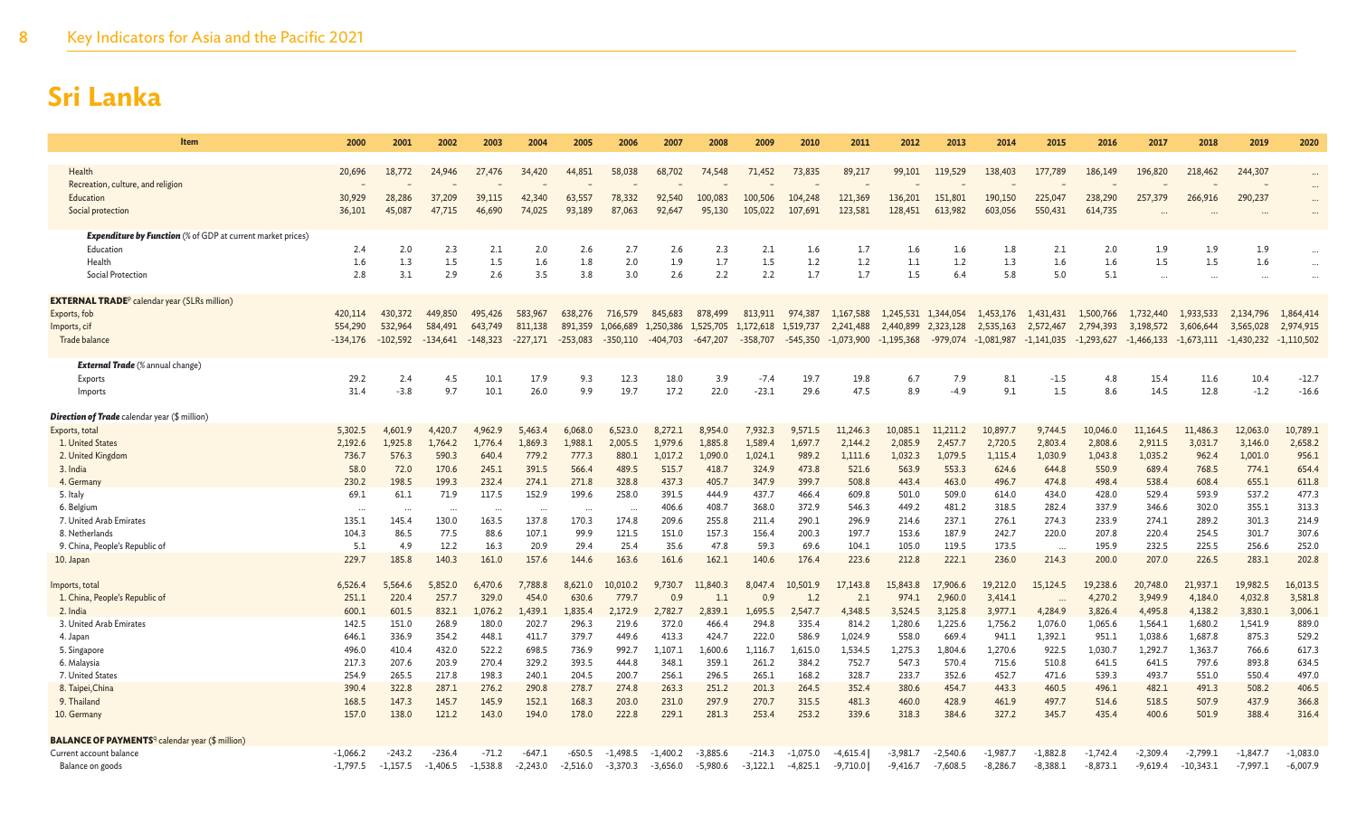# Sri Lanka

| Item | 2000 | 2001 | 2002 | 2003 | 2004 | 2005 | 2006 | 2007 | 2008 | 2009 | 2010 | 2011 | 2012 | 2013 | 2014 | 2015 | 2016 | 2017 | 2018 | 2019 | 2020 |
|---|---|---|---|---|---|---|---|---|---|---|---|---|---|---|---|---|---|---|---|---|---|
| Health | 20,696 | 18,772 | 24,946 | 27,476 | 34,420 | 44,851 | 58,038 | 68,702 | 74,548 | 71,452 | 73,835 | 89,217 | 99,101 | 119,529 | 138,403 | 177,789 | 186,149 | 196,820 | 218,462 | 244,307 | ... |
| Recreation, culture, and religion | – | – | – | – | – | – | – | – | – | – | – | – | – | – | – | – | – | – | – | – | ... |
| Education | 30,929 | 28,286 | 37,209 | 39,115 | 42,340 | 63,557 | 78,332 | 92,540 | 100,083 | 100,506 | 104,248 | 121,369 | 136,201 | 151,801 | 190,150 | 225,047 | 238,290 | 257,379 | 266,916 | 290,237 | ... |
| Social protection | 36,101 | 45,087 | 47,715 | 46,690 | 74,025 | 93,189 | 87,063 | 92,647 | 95,130 | 105,022 | 107,691 | 123,581 | 128,451 | 613,982 | 603,056 | 550,431 | 614,735 | ... | ... | ... | ... |
| ***Expenditure by Function*** (% of GDP at current market prices) | | | | | | | | | | | | | | | | | | | | | |
| Education | 2.4 | 2.0 | 2.3 | 2.1 | 2.0 | 2.6 | 2.7 | 2.6 | 2.3 | 2.1 | 1.6 | 1.7 | 1.6 | 1.6 | 1.8 | 2.1 | 2.0 | 1.9 | 1.9 | 1.9 | ... |
| Health | 1.6 | 1.3 | 1.5 | 1.5 | 1.6 | 1.8 | 2.0 | 1.9 | 1.7 | 1.5 | 1.2 | 1.2 | 1.1 | 1.2 | 1.3 | 1.6 | 1.6 | 1.5 | 1.5 | 1.6 | ... |
| Social Protection | 2.8 | 3.1 | 2.9 | 2.6 | 3.5 | 3.8 | 3.0 | 2.6 | 2.2 | 2.2 | 1.7 | 1.7 | 1.5 | 6.4 | 5.8 | 5.0 | 5.1 | ... | ... | ... | ... |
| **EXTERNAL TRADE**[p] calendar year (SLRs million) | | | | | | | | | | | | | | | | | | | | | |
| Exports, fob | 420,114 | 430,372 | 449,850 | 495,426 | 583,967 | 638,276 | 716,579 | 845,683 | 878,499 | 813,911 | 974,387 | 1,167,588 | 1,245,531 | 1,344,054 | 1,453,176 | 1,431,431 | 1,500,766 | 1,732,440 | 1,933,533 | 2,134,796 | 1,864,414 |
| Imports, cif | 554,290 | 532,964 | 584,491 | 643,749 | 811,138 | 891,359 | 1,066,689 | 1,250,386 | 1,525,705 | 1,172,618 | 1,519,737 | 2,241,488 | 2,440,899 | 2,323,128 | 2,535,163 | 2,572,467 | 2,794,393 | 3,198,572 | 3,606,644 | 3,565,028 | 2,974,915 |
| Trade balance | -134,176 | -102,592 | -134,641 | -148,323 | -227,171 | -253,083 | -350,110 | -404,703 | -647,207 | -358,707 | -545,350 | -1,073,900 | -1,195,368 | -979,074 | -1,081,987 | -1,141,035 | -1,293,627 | -1,466,133 | -1,673,111 | -1,430,232 | -1,110,502 |
| ***External Trade*** (% annual change) | | | | | | | | | | | | | | | | | | | | | |
| Exports | 29.2 | 2.4 | 4.5 | 10.1 | 17.9 | 9.3 | 12.3 | 18.0 | 3.9 | -7.4 | 19.7 | 19.8 | 6.7 | 7.9 | 8.1 | -1.5 | 4.8 | 15.4 | 11.6 | 10.4 | -12.7 |
| Imports | 31.4 | -3.8 | 9.7 | 10.1 | 26.0 | 9.9 | 19.7 | 17.2 | 22.0 | -23.1 | 29.6 | 47.5 | 8.9 | -4.9 | 9.1 | 1.5 | 8.6 | 14.5 | 12.8 | -1.2 | -16.6 |
| ***Direction of Trade*** calendar year ($ million) | | | | | | | | | | | | | | | | | | | | | |
| Exports, total | 5,302.5 | 4,601.9 | 4,420.7 | 4,962.9 | 5,463.4 | 6,068.0 | 6,523.0 | 8,272.1 | 8,954.0 | 7,932.3 | 9,571.5 | 11,246.3 | 10,085.1 | 11,211.2 | 10,897.7 | 9,744.5 | 10,046.0 | 11,164.5 | 11,486.3 | 12,063.0 | 10,789.1 |
| 1. United States | 2,192.6 | 1,925.8 | 1,764.2 | 1,776.4 | 1,869.3 | 1,988.1 | 2,005.5 | 1,979.6 | 1,885.8 | 1,589.4 | 1,697.7 | 2,144.2 | 2,085.9 | 2,457.7 | 2,720.5 | 2,803.4 | 2,808.6 | 2,911.5 | 3,031.7 | 3,146.0 | 2,658.2 |
| 2. United Kingdom | 736.7 | 576.3 | 590.3 | 640.4 | 779.2 | 777.3 | 880.1 | 1,017.2 | 1,090.0 | 1,024.1 | 989.2 | 1,111.6 | 1,032.3 | 1,079.5 | 1,115.4 | 1,030.9 | 1,043.8 | 1,035.2 | 962.4 | 1,001.0 | 956.1 |
| 3. India | 58.0 | 72.0 | 170.6 | 245.1 | 391.5 | 566.4 | 489.5 | 515.7 | 418.7 | 324.9 | 473.8 | 521.6 | 563.9 | 553.3 | 624.6 | 644.8 | 550.9 | 689.4 | 768.5 | 774.1 | 654.4 |
| 4. Germany | 230.2 | 198.5 | 199.3 | 232.4 | 274.1 | 271.8 | 328.8 | 437.3 | 405.7 | 347.9 | 399.7 | 508.8 | 443.4 | 463.0 | 496.7 | 474.8 | 498.4 | 538.4 | 608.4 | 655.1 | 611.8 |
| 5. Italy | 69.1 | 61.1 | 71.9 | 117.5 | 152.9 | 199.6 | 258.0 | 391.5 | 444.9 | 437.7 | 466.4 | 609.8 | 501.0 | 509.0 | 614.0 | 434.0 | 428.0 | 529.4 | 593.9 | 537.2 | 477.3 |
| 6. Belgium | ... | ... | ... | ... | ... | ... | ... | 406.6 | 408.7 | 368.0 | 372.9 | 546.3 | 449.2 | 481.2 | 318.5 | 282.4 | 337.9 | 346.6 | 302.0 | 355.1 | 313.3 |
| 7. United Arab Emirates | 135.1 | 145.4 | 130.0 | 163.5 | 137.8 | 170.3 | 174.8 | 209.6 | 255.8 | 211.4 | 290.1 | 296.9 | 214.6 | 237.1 | 276.1 | 274.3 | 233.9 | 274.1 | 289.2 | 301.3 | 214.9 |
| 8. Netherlands | 104.3 | 86.5 | 77.5 | 88.6 | 107.1 | 99.9 | 121.5 | 151.0 | 157.3 | 156.4 | 200.3 | 197.7 | 153.6 | 187.9 | 242.7 | 220.0 | 207.8 | 220.4 | 254.5 | 301.7 | 307.6 |
| 9. China, People's Republic of | 5.1 | 4.9 | 12.2 | 16.3 | 20.9 | 29.4 | 25.4 | 35.6 | 47.8 | 59.3 | 69.6 | 104.1 | 105.0 | 119.5 | 173.5 | ... | 195.9 | 232.5 | 225.5 | 256.6 | 252.0 |
| 10. Japan | 229.7 | 185.8 | 140.3 | 161.0 | 157.6 | 144.6 | 163.6 | 161.6 | 162.1 | 140.6 | 176.4 | 223.6 | 212.8 | 222.1 | 236.0 | 214.3 | 200.0 | 207.0 | 226.5 | 283.1 | 202.8 |
| Imports, total | 6,526.4 | 5,564.6 | 5,852.0 | 6,470.6 | 7,788.8 | 8,621.0 | 10,010.2 | 9,730.7 | 11,840.3 | 8,047.4 | 10,501.9 | 17,143.8 | 15,843.8 | 17,906.6 | 19,212.0 | 15,124.5 | 19,238.6 | 20,748.0 | 21,937.1 | 19,982.5 | 16,013.5 |
| 1. China, People's Republic of | 251.1 | 220.4 | 257.7 | 329.0 | 454.0 | 630.6 | 779.7 | 0.9 | 1.1 | 0.9 | 1.2 | 2.1 | 974.1 | 2,960.0 | 3,414.1 | ... | 4,270.2 | 3,949.9 | 4,184.0 | 4,032.8 | 3,581.8 |
| 2. India | 600.1 | 601.5 | 832.1 | 1,076.2 | 1,439.1 | 1,835.4 | 2,172.9 | 2,782.7 | 2,839.1 | 1,695.5 | 2,547.7 | 4,348.5 | 3,524.5 | 3,125.8 | 3,977.1 | 4,284.9 | 3,826.4 | 4,495.8 | 4,138.2 | 3,830.1 | 3,006.1 |
| 3. United Arab Emirates | 142.5 | 151.0 | 268.9 | 180.0 | 202.7 | 296.3 | 219.6 | 372.0 | 466.4 | 294.8 | 335.4 | 814.2 | 1,280.6 | 1,225.6 | 1,756.2 | 1,076.0 | 1,065.6 | 1,564.1 | 1,680.2 | 1,541.9 | 889.0 |
| 4. Japan | 646.1 | 336.9 | 354.2 | 448.1 | 411.7 | 379.7 | 449.6 | 413.3 | 424.7 | 222.0 | 586.9 | 1,024.9 | 558.0 | 669.4 | 941.1 | 1,392.1 | 951.1 | 1,038.6 | 1,687.8 | 875.3 | 529.2 |
| 5. Singapore | 496.0 | 410.4 | 432.0 | 522.2 | 698.5 | 736.9 | 992.7 | 1,107.1 | 1,600.6 | 1,116.7 | 1,615.0 | 1,534.5 | 1,275.3 | 1,804.6 | 1,270.6 | 922.5 | 1,030.7 | 1,292.7 | 1,363.7 | 766.6 | 617.3 |
| 6. Malaysia | 217.3 | 207.6 | 203.9 | 270.4 | 329.2 | 393.5 | 444.8 | 348.1 | 359.1 | 261.2 | 384.2 | 752.7 | 547.3 | 570.4 | 715.6 | 510.8 | 641.5 | 641.5 | 797.6 | 893.8 | 634.5 |
| 7. United States | 254.9 | 265.5 | 217.8 | 198.3 | 240.1 | 204.5 | 200.7 | 256.1 | 296.5 | 265.1 | 168.2 | 328.7 | 233.7 | 352.6 | 452.7 | 471.6 | 539.3 | 493.7 | 551.0 | 550.4 | 497.0 |
| 8. Taipei,China | 390.4 | 322.8 | 287.1 | 276.2 | 290.8 | 278.7 | 274.8 | 263.3 | 251.2 | 201.3 | 264.5 | 352.4 | 380.6 | 454.7 | 443.3 | 460.5 | 496.1 | 482.1 | 491.3 | 508.2 | 406.5 |
| 9. Thailand | 168.5 | 147.3 | 145.7 | 145.9 | 152.1 | 168.3 | 203.0 | 231.0 | 297.9 | 270.7 | 315.5 | 481.3 | 460.0 | 428.9 | 461.9 | 497.7 | 514.6 | 518.5 | 507.9 | 437.9 | 366.8 |
| 10. Germany | 157.0 | 138.0 | 121.2 | 143.0 | 194.0 | 178.0 | 222.8 | 229.1 | 281.3 | 253.4 | 253.2 | 339.6 | 318.3 | 384.6 | 327.2 | 345.7 | 435.4 | 400.6 | 501.9 | 388.4 | 316.4 |
| **BALANCE OF PAYMENTS**[q] calendar year ($ million) | | | | | | | | | | | | | | | | | | | | | |
| Current account balance | -1,066.2 | -243.2 | -236.4 | -71.2 | -647.1 | -650.5 | -1,498.5 | -1,400.2 | -3,885.6 | -214.3 | -1,075.0 | -4,615.4 \| | -3,981.7 | -2,540.6 | -1,987.7 | -1,882.8 | -1,742.4 | -2,309.4 | -2,799.1 | -1,847.7 | -1,083.0 |
| Balance on goods | -1,797.5 | -1,157.5 | -1,406.5 | -1,538.8 | -2,243.0 | -2,516.0 | -3,370.3 | -3,656.0 | -5,980.6 | -3,122.1 | -4,825.1 | -9,710.0 \| | -9,416.7 | -7,608.5 | -8,286.7 | -8,388.1 | -8,873.1 | -9,619.4 | -10,343.1 | -7,997.1 | -6,007.9 |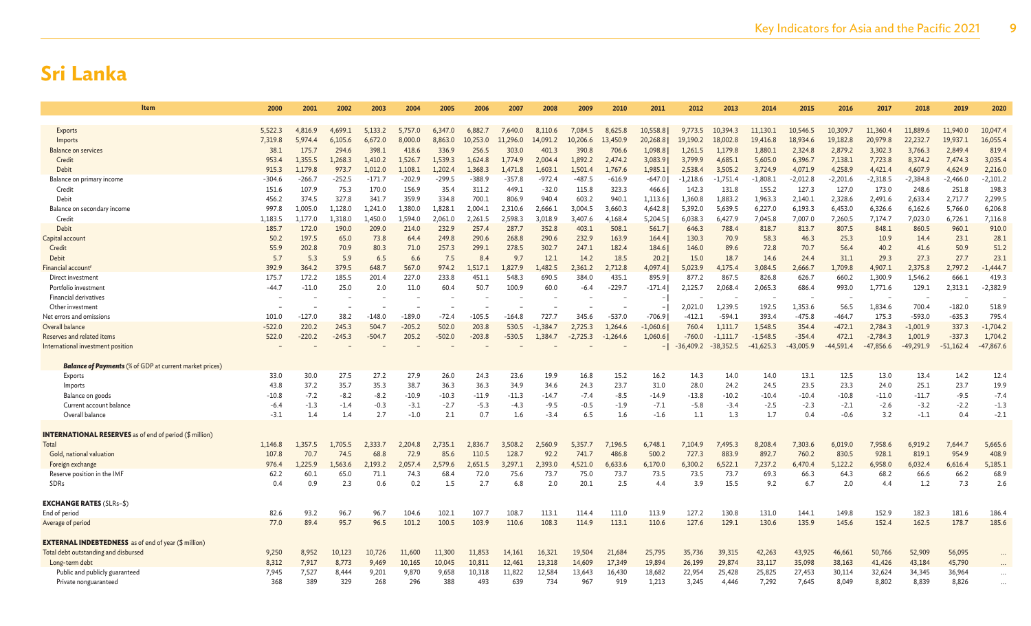# Sri Lanka

| Item | 2000 | 2001 | 2002 | 2003 | 2004 | 2005 | 2006 | 2007 | 2008 | 2009 | 2010 | 2011 | 2012 | 2013 | 2014 | 2015 | 2016 | 2017 | 2018 | 2019 | 2020 |
|---|---|---|---|---|---|---|---|---|---|---|---|---|---|---|---|---|---|---|---|---|---|
| Exports | 5,522.3 | 4,816.9 | 4,699.1 | 5,133.2 | 5,757.0 | 6,347.0 | 6,882.7 | 7,640.0 | 8,110.6 | 7,084.5 | 8,625.8 | 10,558.8 | 9,773.5 | 10,394.3 | 11,130.1 | 10,546.5 | 10,309.7 | 11,360.4 | 11,889.6 | 11,940.0 | 10,047.4 |
| Imports | 7,319.8 | 5,974.4 | 6,105.6 | 6,672.0 | 8,000.0 | 8,863.0 | 10,253.0 | 11,296.0 | 14,091.2 | 10,206.6 | 13,450.9 | 20,268.8 | 19,190.2 | 18,002.8 | 19,416.8 | 18,934.6 | 19,182.8 | 20,979.8 | 22,232.7 | 19,937.1 | 16,055.4 |
| Balance on services | 38.1 | 175.7 | 294.6 | 398.1 | 418.6 | 336.9 | 256.5 | 303.0 | 401.3 | 390.8 | 706.6 | 1,098.8 | 1,261.5 | 1,179.8 | 1,880.1 | 2,324.8 | 2,879.2 | 3,302.3 | 3,766.3 | 2,849.4 | 819.4 |
| Credit | 953.4 | 1,355.5 | 1,268.3 | 1,410.2 | 1,526.7 | 1,539.3 | 1,624.8 | 1,774.9 | 2,004.4 | 1,892.2 | 2,474.2 | 3,083.9 | 3,799.9 | 4,685.1 | 5,605.0 | 6,396.7 | 7,138.1 | 7,723.8 | 8,374.2 | 7,474.3 | 3,035.4 |
| Debit | 915.3 | 1,179.8 | 973.7 | 1,012.0 | 1,108.1 | 1,202.4 | 1,368.3 | 1,471.8 | 1,603.1 | 1,501.4 | 1,767.6 | 1,985.1 | 2,538.4 | 3,505.2 | 3,724.9 | 4,071.9 | 4,258.9 | 4,421.4 | 4,607.9 | 4,624.9 | 2,216.0 |
| Balance on primary income | -304.6 | -266.7 | -252.5 | -171.7 | -202.9 | -299.5 | -388.9 | -357.8 | -972.4 | -487.5 | -616.9 | -647.0 | -1,218.6 | -1,751.4 | -1,808.1 | -2,012.8 | -2,201.6 | -2,318.5 | -2,384.8 | -2,466.0 | -2,101.2 |
| Credit | 151.6 | 107.9 | 75.3 | 170.0 | 156.9 | 35.4 | 311.2 | 449.1 | -32.0 | 115.8 | 323.3 | 466.6 | 142.3 | 131.8 | 155.2 | 127.3 | 127.0 | 173.0 | 248.6 | 251.8 | 198.3 |
| Debit | 456.2 | 374.5 | 327.8 | 341.7 | 359.9 | 334.8 | 700.1 | 806.9 | 940.4 | 603.2 | 940.1 | 1,113.6 | 1,360.8 | 1,883.2 | 1,963.3 | 2,140.1 | 2,328.6 | 2,491.6 | 2,633.4 | 2,717.7 | 2,299.5 |
| Balance on secondary income | 997.8 | 1,005.0 | 1,128.0 | 1,241.0 | 1,380.0 | 1,828.1 | 2,004.1 | 2,310.6 | 2,666.1 | 3,004.5 | 3,660.3 | 4,642.8 | 5,392.0 | 5,639.5 | 6,227.0 | 6,193.3 | 6,453.0 | 6,326.6 | 6,162.6 | 5,766.0 | 6,206.8 |
| Credit | 1,183.5 | 1,177.0 | 1,318.0 | 1,450.0 | 1,594.0 | 2,061.0 | 2,261.5 | 2,598.3 | 3,018.9 | 3,407.6 | 4,168.4 | 5,204.5 | 6,038.3 | 6,427.9 | 7,045.8 | 7,007.0 | 7,260.5 | 7,174.7 | 7,023.0 | 6,726.1 | 7,116.8 |
| Debit | 185.7 | 172.0 | 190.0 | 209.0 | 214.0 | 232.9 | 257.4 | 287.7 | 352.8 | 403.1 | 508.1 | 561.7 | 646.3 | 788.4 | 818.7 | 813.7 | 807.5 | 848.1 | 860.5 | 960.1 | 910.0 |
| Capital account | 50.2 | 197.5 | 65.0 | 73.8 | 64.4 | 249.8 | 290.6 | 268.8 | 290.6 | 232.9 | 163.9 | 164.4 | 130.3 | 70.9 | 58.3 | 46.3 | 25.3 | 10.9 | 14.4 | 23.1 | 28.1 |
| Credit | 55.9 | 202.8 | 70.9 | 80.3 | 71.0 | 257.3 | 299.1 | 278.5 | 302.7 | 247.1 | 182.4 | 184.6 | 146.0 | 89.6 | 72.8 | 70.7 | 56.4 | 40.2 | 41.6 | 50.9 | 51.2 |
| Debit | 5.7 | 5.3 | 5.9 | 6.5 | 6.6 | 7.5 | 8.4 | 9.7 | 12.1 | 14.2 | 18.5 | 20.2 | 15.0 | 18.7 | 14.6 | 24.4 | 31.1 | 29.3 | 27.3 | 27.7 | 23.1 |
| Financial account[f] | 392.9 | 364.2 | 379.5 | 648.7 | 567.0 | 974.2 | 1,517.1 | 1,827.9 | 1,482.5 | 2,361.2 | 2,712.8 | 4,097.4 | 5,023.9 | 4,175.4 | 3,084.5 | 2,666.7 | 1,709.8 | 4,907.1 | 2,375.8 | 2,797.2 | -1,444.7 |
| Direct investment | 175.7 | 172.2 | 185.5 | 201.4 | 227.0 | 233.8 | 451.1 | 548.3 | 690.5 | 384.0 | 435.1 | 895.9 | 877.2 | 867.5 | 826.8 | 626.7 | 660.2 | 1,300.9 | 1,546.2 | 666.1 | 419.3 |
| Portfolio investment | -44.7 | -11.0 | 25.0 | 2.0 | 11.0 | 60.4 | 50.7 | 100.9 | 60.0 | -6.4 | -229.7 | -171.4 | 2,125.7 | 2,068.4 | 2,065.3 | 686.4 | 993.0 | 1,771.6 | 129.1 | 2,313.1 | -2,382.9 |
| Financial derivatives | – | – | – | – | – | – | – | – | – | – | – | – | – | – | – | – | – | – | – | – | – |
| Other investment | – | – | – | – | – | – | – | – | – | – | – | – | 2,021.0 | 1,239.5 | 192.5 | 1,353.6 | 56.5 | 1,834.6 | 700.4 | -182.0 | 518.9 |
| Net errors and omissions | 101.0 | -127.0 | 38.2 | -148.0 | -189.0 | -72.4 | -105.5 | -164.8 | 727.7 | 345.6 | -537.0 | -706.9 | -412.1 | -594.1 | 393.4 | -475.8 | -464.7 | 175.3 | -593.0 | -635.3 | 795.4 |
| Overall balance | -522.0 | 220.2 | 245.3 | 504.7 | -205.2 | 502.0 | 203.8 | 530.5 | -1,384.7 | 2,725.3 | 1,264.6 | -1,060.6 | 760.4 | 1,111.7 | 1,548.5 | 354.4 | -472.1 | 2,784.3 | -1,001.9 | 337.3 | -1,704.2 |
| Reserves and related items | 522.0 | -220.2 | -245.3 | -504.7 | 205.2 | -502.0 | -203.8 | -530.5 | 1,384.7 | -2,725.3 | -1,264.6 | 1,060.6 | -760.0 | -1,111.7 | -1,548.5 | -354.4 | 472.1 | -2,784.3 | 1,001.9 | -337.3 | 1,704.2 |
| International investment position | – | – | – | – | – | – | – | – | – | – | – | – | -36,409.2 | -38,352.5 | -41,625.3 | -43,005.9 | -44,591.4 | -47,856.6 | -49,291.9 | -51,162.4 | -47,867.6 |
| ***Balance of Payments*** (% of GDP at current market prices) | | | | | | | | | | | | | | | | | | | | | |
| Exports | 33.0 | 30.0 | 27.5 | 27.2 | 27.9 | 26.0 | 24.3 | 23.6 | 19.9 | 16.8 | 15.2 | 16.2 | 14.3 | 14.0 | 14.0 | 13.1 | 12.5 | 13.0 | 13.4 | 14.2 | 12.4 |
| Imports | 43.8 | 37.2 | 35.7 | 35.3 | 38.7 | 36.3 | 36.3 | 34.9 | 34.6 | 24.3 | 23.7 | 31.0 | 28.0 | 24.2 | 24.5 | 23.5 | 23.3 | 24.0 | 25.1 | 23.7 | 19.9 |
| Balance on goods | -10.8 | -7.2 | -8.2 | -8.2 | -10.9 | -10.3 | -11.9 | -11.3 | -14.7 | -7.4 | -8.5 | -14.9 | -13.8 | -10.2 | -10.4 | -10.4 | -10.8 | -11.0 | -11.7 | -9.5 | -7.4 |
| Current account balance | -6.4 | -1.3 | -1.4 | -0.3 | -3.1 | -2.7 | -5.3 | -4.3 | -9.5 | -0.5 | -1.9 | -7.1 | -5.8 | -3.4 | -2.5 | -2.3 | -2.1 | -2.6 | -3.2 | -2.2 | -1.3 |
| Overall balance | -3.1 | 1.4 | 1.4 | 2.7 | -1.0 | 2.1 | 0.7 | 1.6 | -3.4 | 6.5 | 1.6 | -1.6 | 1.1 | 1.3 | 1.7 | 0.4 | -0.6 | 3.2 | -1.1 | 0.4 | -2.1 |
| **INTERNATIONAL RESERVES** as of end of period ($ million) | | | | | | | | | | | | | | | | | | | | | |
| Total | 1,146.8 | 1,357.5 | 1,705.5 | 2,333.7 | 2,204.8 | 2,735.1 | 2,836.7 | 3,508.2 | 2,560.9 | 5,357.7 | 7,196.5 | 6,748.1 | 7,104.9 | 7,495.3 | 8,208.4 | 7,303.6 | 6,019.0 | 7,958.6 | 6,919.2 | 7,644.7 | 5,665.6 |
| Gold, national valuation | 107.8 | 70.7 | 74.5 | 68.8 | 72.9 | 85.6 | 110.5 | 128.7 | 92.2 | 741.7 | 486.8 | 500.2 | 727.3 | 883.9 | 892.7 | 760.2 | 830.5 | 928.1 | 819.1 | 954.9 | 408.9 |
| Foreign exchange | 976.4 | 1,225.9 | 1,563.6 | 2,193.2 | 2,057.4 | 2,579.6 | 2,651.5 | 3,297.1 | 2,393.0 | 4,521.0 | 6,633.6 | 6,170.0 | 6,300.2 | 6,522.1 | 7,237.2 | 6,470.4 | 5,122.2 | 6,958.0 | 6,032.4 | 6,616.4 | 5,185.1 |
| Reserve position in the IMF | 62.2 | 60.1 | 65.0 | 71.1 | 74.3 | 68.4 | 72.0 | 75.6 | 73.7 | 75.0 | 73.7 | 73.5 | 73.5 | 73.7 | 69.3 | 66.3 | 64.3 | 68.2 | 66.6 | 66.2 | 68.9 |
| SDRs | 0.4 | 0.9 | 2.3 | 0.6 | 0.2 | 1.5 | 2.7 | 6.8 | 2.0 | 20.1 | 2.5 | 4.4 | 3.9 | 15.5 | 9.2 | 6.7 | 2.0 | 4.4 | 1.2 | 7.3 | 2.6 |
| **EXCHANGE RATES** (SLRs–$) | | | | | | | | | | | | | | | | | | | | | |
| End of period | 82.6 | 93.2 | 96.7 | 96.7 | 104.6 | 102.1 | 107.7 | 108.7 | 113.1 | 114.4 | 111.0 | 113.9 | 127.2 | 130.8 | 131.0 | 144.1 | 149.8 | 152.9 | 182.3 | 181.6 | 186.4 |
| Average of period | 77.0 | 89.4 | 95.7 | 96.5 | 101.2 | 100.5 | 103.9 | 110.6 | 108.3 | 114.9 | 113.1 | 110.6 | 127.6 | 129.1 | 130.6 | 135.9 | 145.6 | 152.4 | 162.5 | 178.7 | 185.6 |
| **EXTERNAL INDEBTEDNESS** as of end of year ($ million) | | | | | | | | | | | | | | | | | | | | | |
| Total debt outstanding and disbursed | 9,250 | 8,952 | 10,123 | 10,726 | 11,600 | 11,300 | 11,853 | 14,161 | 16,321 | 19,504 | 21,684 | 25,795 | 35,736 | 39,315 | 42,263 | 43,925 | 46,661 | 50,766 | 52,909 | 56,095 | ... |
| Long-term debt | 8,312 | 7,917 | 8,773 | 9,469 | 10,165 | 10,045 | 10,811 | 12,461 | 13,318 | 14,609 | 17,349 | 19,894 | 26,199 | 29,874 | 33,117 | 35,098 | 38,163 | 41,426 | 43,184 | 45,790 | ... |
| Public and publicly guaranteed | 7,945 | 7,527 | 8,444 | 9,201 | 9,870 | 9,658 | 10,318 | 11,822 | 12,584 | 13,643 | 16,430 | 18,682 | 22,954 | 25,428 | 25,825 | 27,453 | 30,114 | 32,624 | 34,345 | 36,964 | ... |
| Private nonguaranteed | 368 | 389 | 329 | 268 | 296 | 388 | 493 | 639 | 734 | 967 | 919 | 1,213 | 3,245 | 4,446 | 7,292 | 7,645 | 8,049 | 8,802 | 8,839 | 8,826 | ... |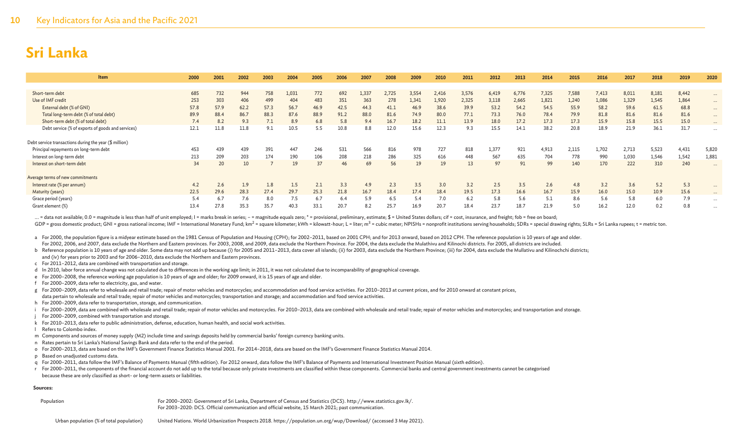# Sri Lanka

| Item | 2000 | 2001 | 2002 | 2003 | 2004 | 2005 | 2006 | 2007 | 2008 | 2009 | 2010 | 2011 | 2012 | 2013 | 2014 | 2015 | 2016 | 2017 | 2018 | 2019 | 2020 |
|---|---|---|---|---|---|---|---|---|---|---|---|---|---|---|---|---|---|---|---|---|---|
| Short-term debt | 685 | 732 | 944 | 758 | 1,031 | 772 | 692 | 1,337 | 2,725 | 3,554 | 2,416 | 3,576 | 6,419 | 6,776 | 7,325 | 7,588 | 7,413 | 8,011 | 8,181 | 8,442 | … |
| Use of IMF credit | 253 | 303 | 406 | 499 | 404 | 483 | 351 | 363 | 278 | 1,341 | 1,920 | 2,325 | 3,118 | 2,665 | 1,821 | 1,240 | 1,086 | 1,329 | 1,545 | 1,864 | … |
| External debt (% of GNI) | 57.8 | 57.9 | 62.2 | 57.3 | 56.7 | 46.9 | 42.5 | 44.3 | 41.1 | 46.9 | 38.6 | 39.9 | 53.2 | 54.2 | 54.5 | 55.9 | 58.2 | 59.6 | 61.5 | 68.8 | … |
| Total long-term debt (% of total debt) | 89.9 | 88.4 | 86.7 | 88.3 | 87.6 | 88.9 | 91.2 | 88.0 | 81.6 | 74.9 | 80.0 | 77.1 | 73.3 | 76.0 | 78.4 | 79.9 | 81.8 | 81.6 | 81.6 | 81.6 | … |
| Short-term debt (% of total debt) | 7.4 | 8.2 | 9.3 | 7.1 | 8.9 | 6.8 | 5.8 | 9.4 | 16.7 | 18.2 | 11.1 | 13.9 | 18.0 | 17.2 | 17.3 | 17.3 | 15.9 | 15.8 | 15.5 | 15.0 | … |
| Debt service (% of exports of goods and services) | 12.1 | 11.8 | 11.8 | 9.1 | 10.5 | 5.5 | 10.8 | 8.8 | 12.0 | 15.6 | 12.3 | 9.3 | 15.5 | 14.1 | 38.2 | 20.8 | 18.9 | 21.9 | 36.1 | 31.7 | … |
| Debt service transactions during the year ($ million) | | | | | | | | | | | | | | | | | | | | | |
| Principal repayments on long-term debt | 453 | 439 | 439 | 391 | 447 | 246 | 531 | 566 | 816 | 978 | 727 | 818 | 1,377 | 921 | 4,913 | 2,115 | 1,702 | 2,713 | 5,523 | 4,431 | 5,820 |
| Interest on long-term debt | 213 | 209 | 203 | 174 | 190 | 106 | 208 | 218 | 286 | 325 | 616 | 448 | 567 | 635 | 704 | 778 | 990 | 1,030 | 1,546 | 1,542 | 1,881 |
| Interest on short-term debt | 34 | 20 | 10 | 7 | 19 | 37 | 46 | 69 | 56 | 19 | 19 | 13 | 97 | 91 | 99 | 140 | 170 | 222 | 310 | 240 | … |
| Average terms of new commitments | | | | | | | | | | | | | | | | | | | | | |
| Interest rate (% per annum) | 4.2 | 2.6 | 1.9 | 1.8 | 1.5 | 2.1 | 3.3 | 4.9 | 2.3 | 3.5 | 3.0 | 3.2 | 2.5 | 3.5 | 2.6 | 4.8 | 3.2 | 3.6 | 5.2 | 5.3 | … |
| Maturity (years) | 22.5 | 29.6 | 28.3 | 27.4 | 29.7 | 25.3 | 21.8 | 16.7 | 18.4 | 17.4 | 18.4 | 19.5 | 17.3 | 16.6 | 16.7 | 15.9 | 16.0 | 15.0 | 10.9 | 15.6 | … |
| Grace period (years) | 5.4 | 6.7 | 7.6 | 8.0 | 7.5 | 6.7 | 6.4 | 5.9 | 6.5 | 5.4 | 7.0 | 6.2 | 5.8 | 5.6 | 5.1 | 8.6 | 5.6 | 5.8 | 6.0 | 7.9 | … |
| Grant element (%) | 13.4 | 27.8 | 35.3 | 35.7 | 40.3 | 33.1 | 20.7 | 8.2 | 25.7 | 16.9 | 20.7 | 18.4 | 23.7 | 18.7 | 21.9 | 5.0 | 16.2 | 12.0 | 0.2 | 0.8 | … |

… = data not available; 0.0 = magnitude is less than half of unit employed; I = marks break in series; – = magnitude equals zero; * = provisional, preliminary, estimate; $ = United States dollars; cif = cost, insurance, and freight; fob = free on board;
GDP = gross domestic product; GNI = gross national income; IMF = International Monetary Fund; km² = square kilometer; kWh = kilowatt-hour; L = liter; m³ = cubic meter; NPISHs = nonprofit institutions serving households; SDRs = special drawing rights; SLRs = Sri Lanka rupees; t = metric ton.

a For 2000, the population figure is a midyear estimate based on the 1981 Census of Population and Housing (CPH); for 2002–2011, based on 2001 CPH; and for 2013 onward, based on 2012 CPH. The reference population is 10 years of age and older. For 2002, 2006, and 2007, data exclude the Northern and Eastern provinces. For 2003, 2008, and 2009, data exclude the Northern Province. For 2004, the data exclude the Mulathivu and Kilinochi districts. For 2005, all districts are included.
b Reference population is 10 years of age and older. Some data may not add up because (i) for 2005 and 2011–2013, data cover all islands; (ii) for 2003, data exclude the Northern Province; (iii) for 2004, data exclude the Mullativu and Kilinochchi districts; and (iv) for years prior to 2003 and for 2006–2010, data exclude the Northern and Eastern provinces.
c For 2011–2012, data are combined with transportation and storage.
d In 2010, labor force annual change was not calculated due to differences in the working age limit; in 2011, it was not calculated due to incomparability of geographical coverage.
e For 2000–2008, the reference working age population is 10 years of age and older; for 2009 onward, it is 15 years of age and older.
f For 2000–2009, data refer to electricity, gas, and water.
g For 2000–2009, data refer to wholesale and retail trade; repair of motor vehicles and motorcycles; and accommodation and food service activities. For 2010–2013 at current prices, and for 2010 onward at constant prices, data pertain to wholesale and retail trade; repair of motor vehicles and motorcycles; transportation and storage; and accommodation and food service activities.
h For 2000–2009, data refer to transportation, storage, and communication.
i For 2000–2009, data are combined with wholesale and retail trade; repair of motor vehicles and motorcycles. For 2010–2013, data are combined with wholesale and retail trade; repair of motor vehicles and motorcycles; and transportation and storage.
j For 2000–2009, combined with transportation and storage.
k For 2010–2013, data refer to public administration, defense, education, human health, and social work activities.
l Refers to Colombo index.
m Components and sources of money supply (M2) include time and savings deposits held by commercial banks' foreign currency banking units.
n Rates pertain to Sri Lanka's National Savings Bank and data refer to the end of the period.
o For 2000–2013, data are based on the IMF's Government Finance Statistics Manual 2001. For 2014–2018, data are based on the IMF's Government Finance Statistics Manual 2014.
p Based on unadjusted customs data.
q For 2000–2011, data follow the IMF's Balance of Payments Manual (fifth edition). For 2012 onward, data follow the IMF's Balance of Payments and International Investment Position Manual (sixth edition).
r For 2000–2011, the components of the financial account do not add up to the total because only private investments are classified within these components. Commercial banks and central government investments cannot be categorised because these are only classified as short- or long-term assets or liabilities.

**Sources:**

| | |
|---|---|
| Population | For 2000–2002: Government of Sri Lanka, Department of Census and Statistics (DCS). http://www.statistics.gov.lk/. For 2003–2020: DCS. Official communication and official website, 15 March 2021; past communication. |
| Urban population (% of total population) | United Nations. World Urbanization Prospects 2018. https://population.un.org/wup/Download/ (accessed 3 May 2021). |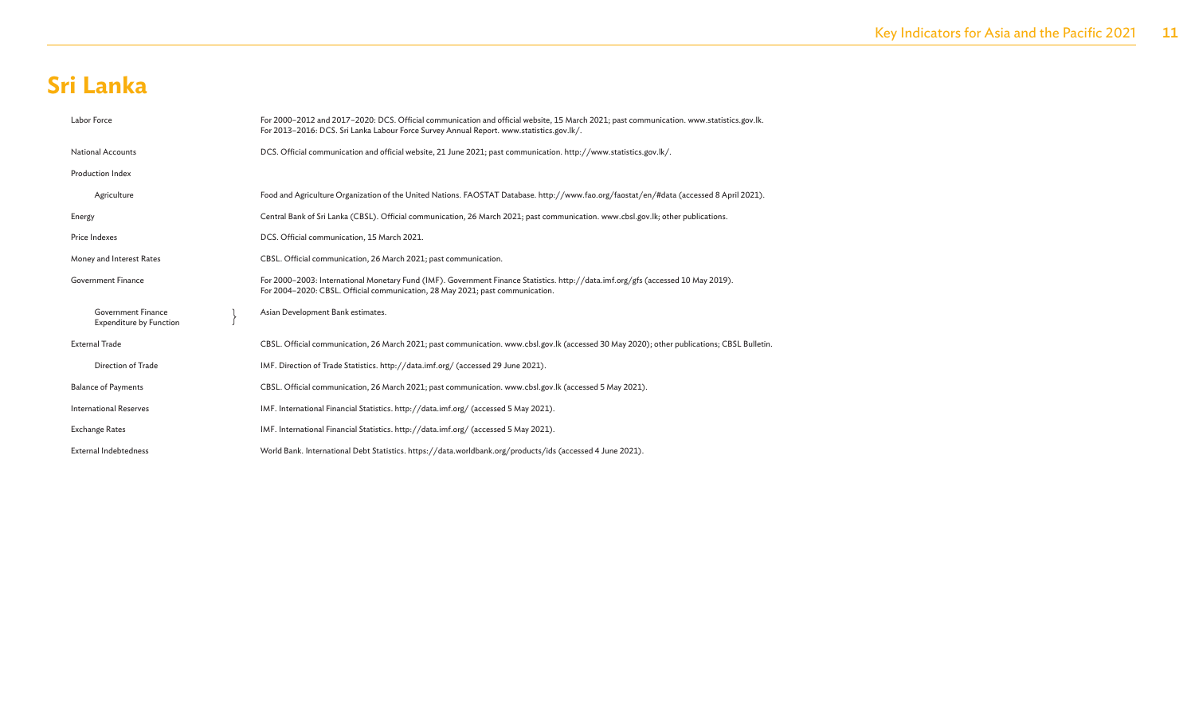# Sri Lanka

| | |
|---|---|
| Labor Force | For 2000–2012 and 2017–2020: DCS. Official communication and official website, 15 March 2021; past communication. www.statistics.gov.lk. For 2013–2016: DCS. Sri Lanka Labour Force Survey Annual Report. www.statistics.gov.lk/. |
| National Accounts | DCS. Official communication and official website, 21 June 2021; past communication. http://www.statistics.gov.lk/. |
| Production Index | |
| Agriculture | Food and Agriculture Organization of the United Nations. FAOSTAT Database. http://www.fao.org/faostat/en/#data (accessed 8 April 2021). |
| Energy | Central Bank of Sri Lanka (CBSL). Official communication, 26 March 2021; past communication. www.cbsl.gov.lk; other publications. |
| Price Indexes | DCS. Official communication, 15 March 2021. |
| Money and Interest Rates | CBSL. Official communication, 26 March 2021; past communication. |
| Government Finance | For 2000–2003: International Monetary Fund (IMF). Government Finance Statistics. http://data.imf.org/gfs (accessed 10 May 2019). For 2004–2020: CBSL. Official communication, 28 May 2021; past communication. |
| Government Finance Expenditure by Function | Asian Development Bank estimates. |
| External Trade | CBSL. Official communication, 26 March 2021; past communication. www.cbsl.gov.lk (accessed 30 May 2020); other publications; CBSL Bulletin. |
| Direction of Trade | IMF. Direction of Trade Statistics. http://data.imf.org/ (accessed 29 June 2021). |
| Balance of Payments | CBSL. Official communication, 26 March 2021; past communication. www.cbsl.gov.lk (accessed 5 May 2021). |
| International Reserves | IMF. International Financial Statistics. http://data.imf.org/ (accessed 5 May 2021). |
| Exchange Rates | IMF. International Financial Statistics. http://data.imf.org/ (accessed 5 May 2021). |
| External Indebtedness | World Bank. International Debt Statistics. https://data.worldbank.org/products/ids (accessed 4 June 2021). |